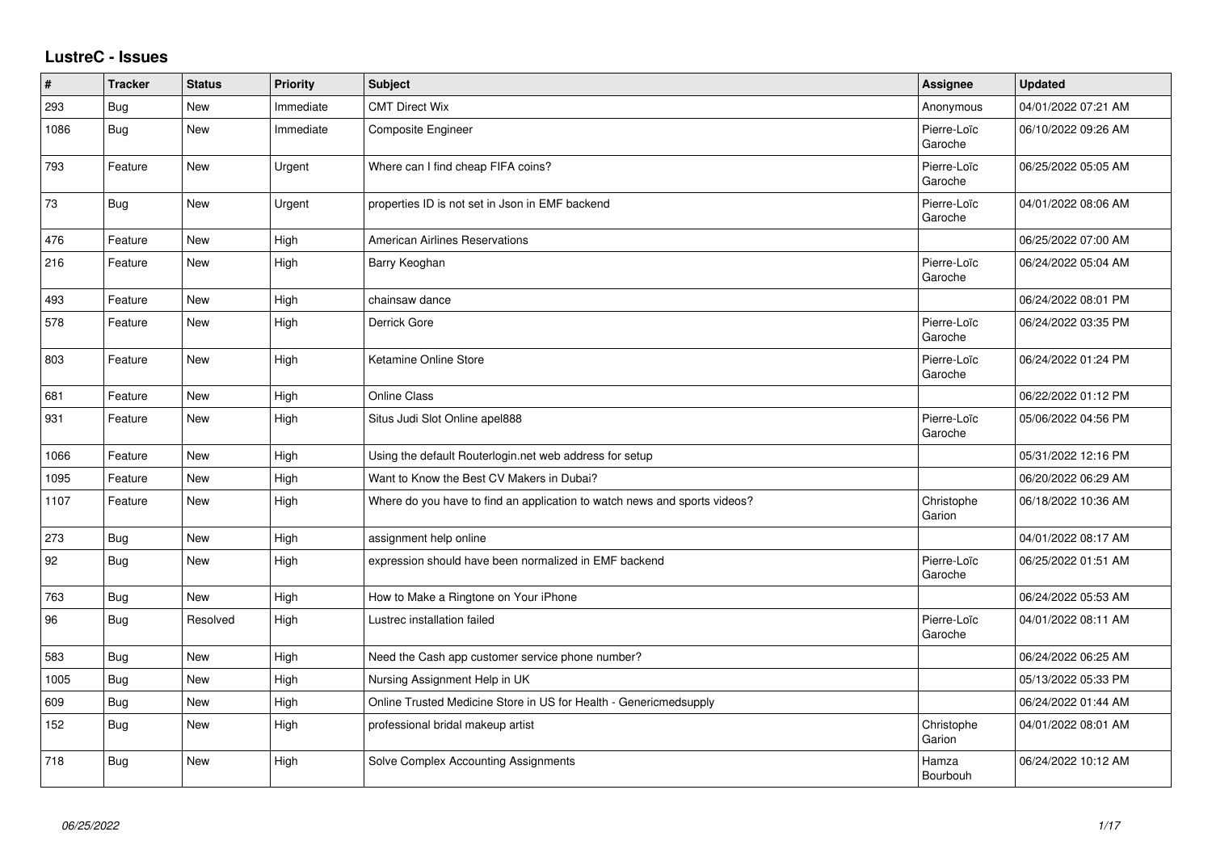# LustreC - Issues

| # | Tracker | Status | Priority | Subject | Assignee | Updated |
|---|---|---|---|---|---|---|
| 293 | Bug | New | Immediate | CMT Direct Wix | Anonymous | 04/01/2022 07:21 AM |
| 1086 | Bug | New | Immediate | Composite Engineer | Pierre-Loïc Garoche | 06/10/2022 09:26 AM |
| 793 | Feature | New | Urgent | Where can I find cheap FIFA coins? | Pierre-Loïc Garoche | 06/25/2022 05:05 AM |
| 73 | Bug | New | Urgent | properties ID is not set in Json in EMF backend | Pierre-Loïc Garoche | 04/01/2022 08:06 AM |
| 476 | Feature | New | High | American Airlines Reservations | | 06/25/2022 07:00 AM |
| 216 | Feature | New | High | Barry Keoghan | Pierre-Loïc Garoche | 06/24/2022 05:04 AM |
| 493 | Feature | New | High | chainsaw dance | | 06/24/2022 08:01 PM |
| 578 | Feature | New | High | Derrick Gore | Pierre-Loïc Garoche | 06/24/2022 03:35 PM |
| 803 | Feature | New | High | Ketamine Online Store | Pierre-Loïc Garoche | 06/24/2022 01:24 PM |
| 681 | Feature | New | High | Online Class | | 06/22/2022 01:12 PM |
| 931 | Feature | New | High | Situs Judi Slot Online apel888 | Pierre-Loïc Garoche | 05/06/2022 04:56 PM |
| 1066 | Feature | New | High | Using the default Routerlogin.net web address for setup | | 05/31/2022 12:16 PM |
| 1095 | Feature | New | High | Want to Know the Best CV Makers in Dubai? | | 06/20/2022 06:29 AM |
| 1107 | Feature | New | High | Where do you have to find an application to watch news and sports videos? | Christophe Garion | 06/18/2022 10:36 AM |
| 273 | Bug | New | High | assignment help online | | 04/01/2022 08:17 AM |
| 92 | Bug | New | High | expression should have been normalized in EMF backend | Pierre-Loïc Garoche | 06/25/2022 01:51 AM |
| 763 | Bug | New | High | How to Make a Ringtone on Your iPhone | | 06/24/2022 05:53 AM |
| 96 | Bug | Resolved | High | Lustrec installation failed | Pierre-Loïc Garoche | 04/01/2022 08:11 AM |
| 583 | Bug | New | High | Need the Cash app customer service phone number? | | 06/24/2022 06:25 AM |
| 1005 | Bug | New | High | Nursing Assignment Help in UK | | 05/13/2022 05:33 PM |
| 609 | Bug | New | High | Online Trusted Medicine Store in US for Health - Genericmedsupply | | 06/24/2022 01:44 AM |
| 152 | Bug | New | High | professional bridal makeup artist | Christophe Garion | 04/01/2022 08:01 AM |
| 718 | Bug | New | High | Solve Complex Accounting Assignments | Hamza Bourbouh | 06/24/2022 10:12 AM |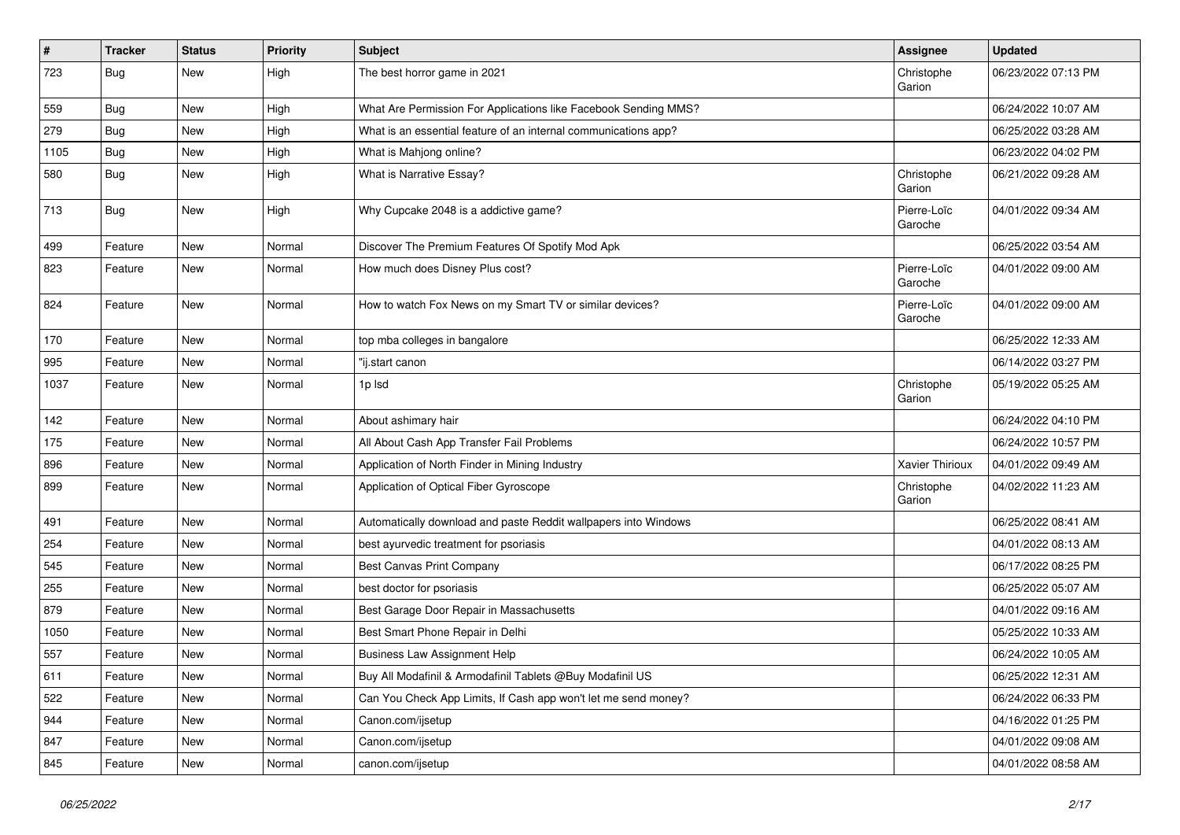| # | Tracker | Status | Priority | Subject | Assignee | Updated |
|---|---|---|---|---|---|---|
| 723 | Bug | New | High | The best horror game in 2021 | Christophe Garion | 06/23/2022 07:13 PM |
| 559 | Bug | New | High | What Are Permission For Applications like Facebook Sending MMS? | | 06/24/2022 10:07 AM |
| 279 | Bug | New | High | What is an essential feature of an internal communications app? | | 06/25/2022 03:28 AM |
| 1105 | Bug | New | High | What is Mahjong online? | | 06/23/2022 04:02 PM |
| 580 | Bug | New | High | What is Narrative Essay? | Christophe Garion | 06/21/2022 09:28 AM |
| 713 | Bug | New | High | Why Cupcake 2048 is a addictive game? | Pierre-Loïc Garoche | 04/01/2022 09:34 AM |
| 499 | Feature | New | Normal | Discover The Premium Features Of Spotify Mod Apk | | 06/25/2022 03:54 AM |
| 823 | Feature | New | Normal | How much does Disney Plus cost? | Pierre-Loïc Garoche | 04/01/2022 09:00 AM |
| 824 | Feature | New | Normal | How to watch Fox News on my Smart TV or similar devices? | Pierre-Loïc Garoche | 04/01/2022 09:00 AM |
| 170 | Feature | New | Normal | top mba colleges in bangalore | | 06/25/2022 12:33 AM |
| 995 | Feature | New | Normal | "ij.start canon | | 06/14/2022 03:27 PM |
| 1037 | Feature | New | Normal | 1p lsd | Christophe Garion | 05/19/2022 05:25 AM |
| 142 | Feature | New | Normal | About ashimary hair | | 06/24/2022 04:10 PM |
| 175 | Feature | New | Normal | All About Cash App Transfer Fail Problems | | 06/24/2022 10:57 PM |
| 896 | Feature | New | Normal | Application of North Finder in Mining Industry | Xavier Thirioux | 04/01/2022 09:49 AM |
| 899 | Feature | New | Normal | Application of Optical Fiber Gyroscope | Christophe Garion | 04/02/2022 11:23 AM |
| 491 | Feature | New | Normal | Automatically download and paste Reddit wallpapers into Windows | | 06/25/2022 08:41 AM |
| 254 | Feature | New | Normal | best ayurvedic treatment for psoriasis | | 04/01/2022 08:13 AM |
| 545 | Feature | New | Normal | Best Canvas Print Company | | 06/17/2022 08:25 PM |
| 255 | Feature | New | Normal | best doctor for psoriasis | | 06/25/2022 05:07 AM |
| 879 | Feature | New | Normal | Best Garage Door Repair in Massachusetts | | 04/01/2022 09:16 AM |
| 1050 | Feature | New | Normal | Best Smart Phone Repair in Delhi | | 05/25/2022 10:33 AM |
| 557 | Feature | New | Normal | Business Law Assignment Help | | 06/24/2022 10:05 AM |
| 611 | Feature | New | Normal | Buy All Modafinil & Armodafinil Tablets @Buy Modafinil US | | 06/25/2022 12:31 AM |
| 522 | Feature | New | Normal | Can You Check App Limits, If Cash app won't let me send money? | | 06/24/2022 06:33 PM |
| 944 | Feature | New | Normal | Canon.com/ijsetup | | 04/16/2022 01:25 PM |
| 847 | Feature | New | Normal | Canon.com/ijsetup | | 04/01/2022 09:08 AM |
| 845 | Feature | New | Normal | canon.com/ijsetup | | 04/01/2022 08:58 AM |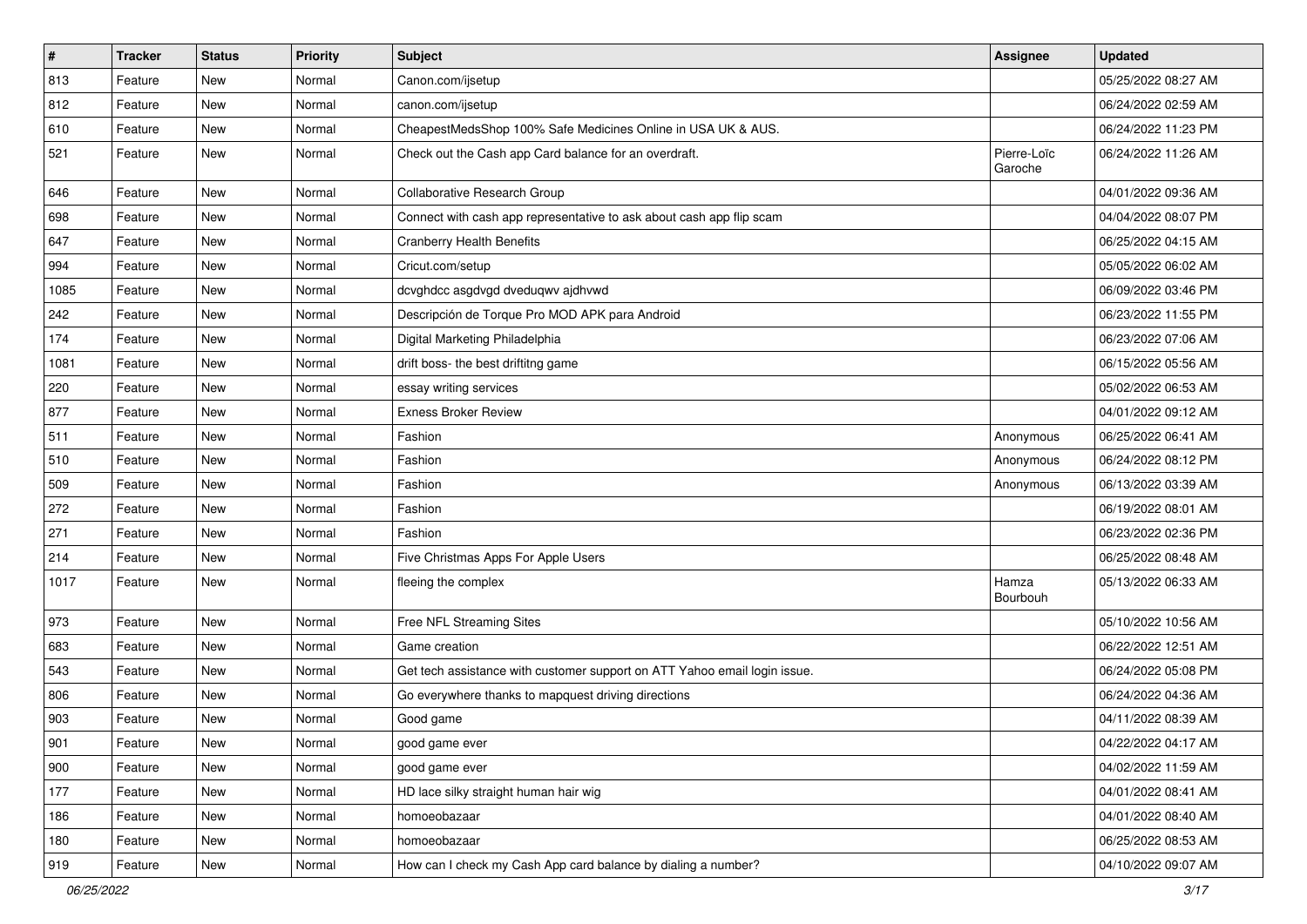| # | Tracker | Status | Priority | Subject | Assignee | Updated |
| --- | --- | --- | --- | --- | --- | --- |
| 813 | Feature | New | Normal | Canon.com/ijsetup | | 05/25/2022 08:27 AM |
| 812 | Feature | New | Normal | canon.com/ijsetup | | 06/24/2022 02:59 AM |
| 610 | Feature | New | Normal | CheapestMedsShop 100% Safe Medicines Online in USA UK & AUS. | | 06/24/2022 11:23 PM |
| 521 | Feature | New | Normal | Check out the Cash app Card balance for an overdraft. | Pierre-Loïc Garoche | 06/24/2022 11:26 AM |
| 646 | Feature | New | Normal | Collaborative Research Group | | 04/01/2022 09:36 AM |
| 698 | Feature | New | Normal | Connect with cash app representative to ask about cash app flip scam | | 04/04/2022 08:07 PM |
| 647 | Feature | New | Normal | Cranberry Health Benefits | | 06/25/2022 04:15 AM |
| 994 | Feature | New | Normal | Cricut.com/setup | | 05/05/2022 06:02 AM |
| 1085 | Feature | New | Normal | dcvghdcc asgdvgd dveduqwv ajdhvwd | | 06/09/2022 03:46 PM |
| 242 | Feature | New | Normal | Descripción de Torque Pro MOD APK para Android | | 06/23/2022 11:55 PM |
| 174 | Feature | New | Normal | Digital Marketing Philadelphia | | 06/23/2022 07:06 AM |
| 1081 | Feature | New | Normal | drift boss- the best driftitng game | | 06/15/2022 05:56 AM |
| 220 | Feature | New | Normal | essay writing services | | 05/02/2022 06:53 AM |
| 877 | Feature | New | Normal | Exness Broker Review | | 04/01/2022 09:12 AM |
| 511 | Feature | New | Normal | Fashion | Anonymous | 06/25/2022 06:41 AM |
| 510 | Feature | New | Normal | Fashion | Anonymous | 06/24/2022 08:12 PM |
| 509 | Feature | New | Normal | Fashion | Anonymous | 06/13/2022 03:39 AM |
| 272 | Feature | New | Normal | Fashion | | 06/19/2022 08:01 AM |
| 271 | Feature | New | Normal | Fashion | | 06/23/2022 02:36 PM |
| 214 | Feature | New | Normal | Five Christmas Apps For Apple Users | | 06/25/2022 08:48 AM |
| 1017 | Feature | New | Normal | fleeing the complex | Hamza Bourbouh | 05/13/2022 06:33 AM |
| 973 | Feature | New | Normal | Free NFL Streaming Sites | | 05/10/2022 10:56 AM |
| 683 | Feature | New | Normal | Game creation | | 06/22/2022 12:51 AM |
| 543 | Feature | New | Normal | Get tech assistance with customer support on ATT Yahoo email login issue. | | 06/24/2022 05:08 PM |
| 806 | Feature | New | Normal | Go everywhere thanks to mapquest driving directions | | 06/24/2022 04:36 AM |
| 903 | Feature | New | Normal | Good game | | 04/11/2022 08:39 AM |
| 901 | Feature | New | Normal | good game ever | | 04/22/2022 04:17 AM |
| 900 | Feature | New | Normal | good game ever | | 04/02/2022 11:59 AM |
| 177 | Feature | New | Normal | HD lace silky straight human hair wig | | 04/01/2022 08:41 AM |
| 186 | Feature | New | Normal | homoeobazaar | | 04/01/2022 08:40 AM |
| 180 | Feature | New | Normal | homoeobazaar | | 06/25/2022 08:53 AM |
| 919 | Feature | New | Normal | How can I check my Cash App card balance by dialing a number? | | 04/10/2022 09:07 AM |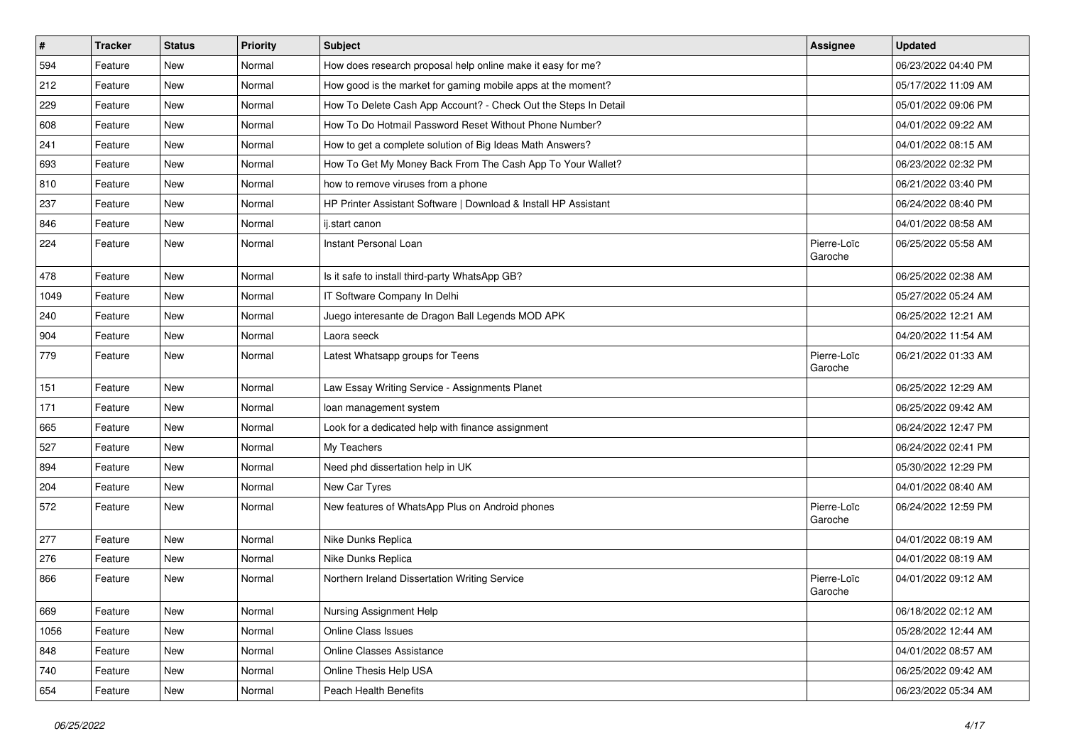| # | Tracker | Status | Priority | Subject | Assignee | Updated |
| --- | --- | --- | --- | --- | --- | --- |
| 594 | Feature | New | Normal | How does research proposal help online make it easy for me? | | 06/23/2022 04:40 PM |
| 212 | Feature | New | Normal | How good is the market for gaming mobile apps at the moment? | | 05/17/2022 11:09 AM |
| 229 | Feature | New | Normal | How To Delete Cash App Account? - Check Out the Steps In Detail | | 05/01/2022 09:06 PM |
| 608 | Feature | New | Normal | How To Do Hotmail Password Reset Without Phone Number? | | 04/01/2022 09:22 AM |
| 241 | Feature | New | Normal | How to get a complete solution of Big Ideas Math Answers? | | 04/01/2022 08:15 AM |
| 693 | Feature | New | Normal | How To Get My Money Back From The Cash App To Your Wallet? | | 06/23/2022 02:32 PM |
| 810 | Feature | New | Normal | how to remove viruses from a phone | | 06/21/2022 03:40 PM |
| 237 | Feature | New | Normal | HP Printer Assistant Software \| Download & Install HP Assistant | | 06/24/2022 08:40 PM |
| 846 | Feature | New | Normal | ij.start canon | | 04/01/2022 08:58 AM |
| 224 | Feature | New | Normal | Instant Personal Loan | Pierre-Loïc Garoche | 06/25/2022 05:58 AM |
| 478 | Feature | New | Normal | Is it safe to install third-party WhatsApp GB? | | 06/25/2022 02:38 AM |
| 1049 | Feature | New | Normal | IT Software Company In Delhi | | 05/27/2022 05:24 AM |
| 240 | Feature | New | Normal | Juego interesante de Dragon Ball Legends MOD APK | | 06/25/2022 12:21 AM |
| 904 | Feature | New | Normal | Laora seeck | | 04/20/2022 11:54 AM |
| 779 | Feature | New | Normal | Latest Whatsapp groups for Teens | Pierre-Loïc Garoche | 06/21/2022 01:33 AM |
| 151 | Feature | New | Normal | Law Essay Writing Service - Assignments Planet | | 06/25/2022 12:29 AM |
| 171 | Feature | New | Normal | loan management system | | 06/25/2022 09:42 AM |
| 665 | Feature | New | Normal | Look for a dedicated help with finance assignment | | 06/24/2022 12:47 PM |
| 527 | Feature | New | Normal | My Teachers | | 06/24/2022 02:41 PM |
| 894 | Feature | New | Normal | Need phd dissertation help in UK | | 05/30/2022 12:29 PM |
| 204 | Feature | New | Normal | New Car Tyres | | 04/01/2022 08:40 AM |
| 572 | Feature | New | Normal | New features of WhatsApp Plus on Android phones | Pierre-Loïc Garoche | 06/24/2022 12:59 PM |
| 277 | Feature | New | Normal | Nike Dunks Replica | | 04/01/2022 08:19 AM |
| 276 | Feature | New | Normal | Nike Dunks Replica | | 04/01/2022 08:19 AM |
| 866 | Feature | New | Normal | Northern Ireland Dissertation Writing Service | Pierre-Loïc Garoche | 04/01/2022 09:12 AM |
| 669 | Feature | New | Normal | Nursing Assignment Help | | 06/18/2022 02:12 AM |
| 1056 | Feature | New | Normal | Online Class Issues | | 05/28/2022 12:44 AM |
| 848 | Feature | New | Normal | Online Classes Assistance | | 04/01/2022 08:57 AM |
| 740 | Feature | New | Normal | Online Thesis Help USA | | 06/25/2022 09:42 AM |
| 654 | Feature | New | Normal | Peach Health Benefits | | 06/23/2022 05:34 AM |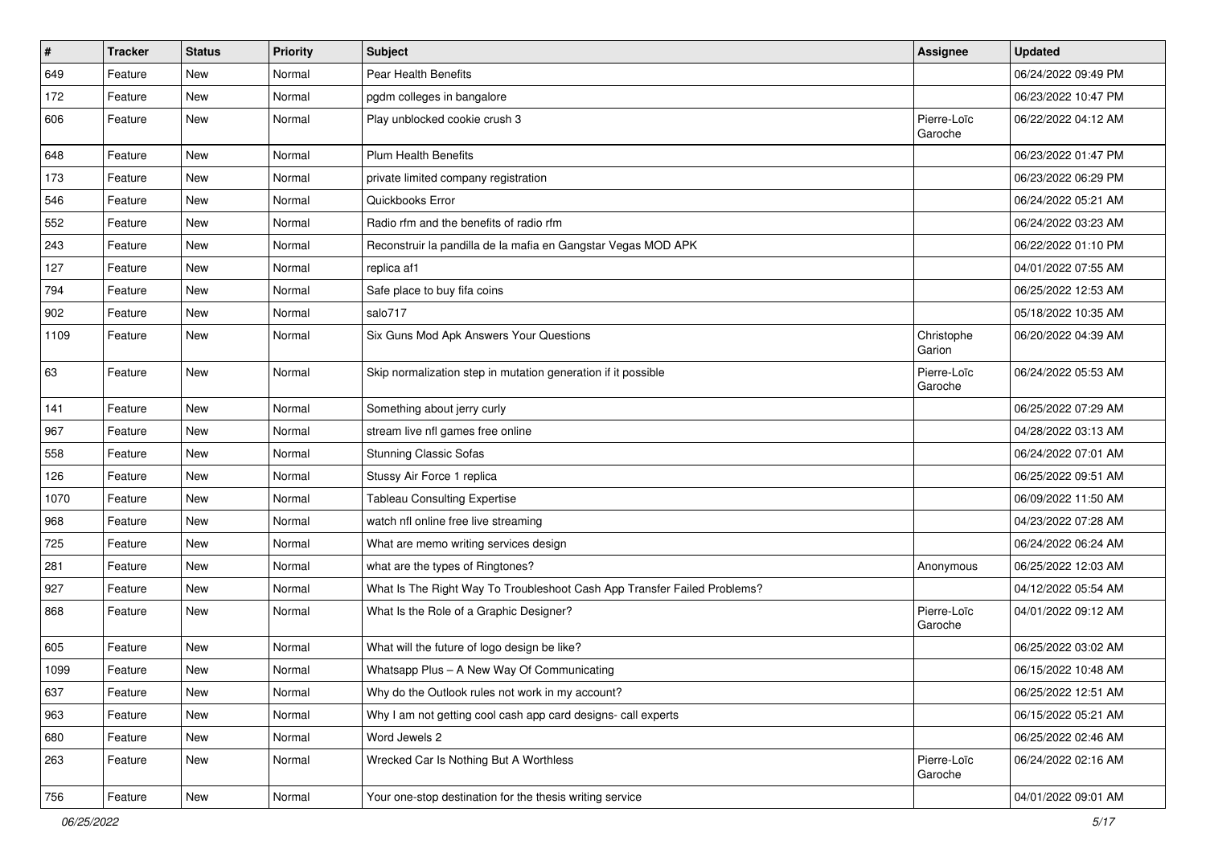| # | Tracker | Status | Priority | Subject | Assignee | Updated |
|---|---|---|---|---|---|---|
| 649 | Feature | New | Normal | Pear Health Benefits | | 06/24/2022 09:49 PM |
| 172 | Feature | New | Normal | pgdm colleges in bangalore | | 06/23/2022 10:47 PM |
| 606 | Feature | New | Normal | Play unblocked cookie crush 3 | Pierre-Loïc Garoche | 06/22/2022 04:12 AM |
| 648 | Feature | New | Normal | Plum Health Benefits | | 06/23/2022 01:47 PM |
| 173 | Feature | New | Normal | private limited company registration | | 06/23/2022 06:29 PM |
| 546 | Feature | New | Normal | Quickbooks Error | | 06/24/2022 05:21 AM |
| 552 | Feature | New | Normal | Radio rfm and the benefits of radio rfm | | 06/24/2022 03:23 AM |
| 243 | Feature | New | Normal | Reconstruir la pandilla de la mafia en Gangstar Vegas MOD APK | | 06/22/2022 01:10 PM |
| 127 | Feature | New | Normal | replica af1 | | 04/01/2022 07:55 AM |
| 794 | Feature | New | Normal | Safe place to buy fifa coins | | 06/25/2022 12:53 AM |
| 902 | Feature | New | Normal | salo717 | | 05/18/2022 10:35 AM |
| 1109 | Feature | New | Normal | Six Guns Mod Apk Answers Your Questions | Christophe Garion | 06/20/2022 04:39 AM |
| 63 | Feature | New | Normal | Skip normalization step in mutation generation if it possible | Pierre-Loïc Garoche | 06/24/2022 05:53 AM |
| 141 | Feature | New | Normal | Something about jerry curly | | 06/25/2022 07:29 AM |
| 967 | Feature | New | Normal | stream live nfl games free online | | 04/28/2022 03:13 AM |
| 558 | Feature | New | Normal | Stunning Classic Sofas | | 06/24/2022 07:01 AM |
| 126 | Feature | New | Normal | Stussy Air Force 1 replica | | 06/25/2022 09:51 AM |
| 1070 | Feature | New | Normal | Tableau Consulting Expertise | | 06/09/2022 11:50 AM |
| 968 | Feature | New | Normal | watch nfl online free live streaming | | 04/23/2022 07:28 AM |
| 725 | Feature | New | Normal | What are memo writing services design | | 06/24/2022 06:24 AM |
| 281 | Feature | New | Normal | what are the types of Ringtones? | Anonymous | 06/25/2022 12:03 AM |
| 927 | Feature | New | Normal | What Is The Right Way To Troubleshoot Cash App Transfer Failed Problems? | | 04/12/2022 05:54 AM |
| 868 | Feature | New | Normal | What Is the Role of a Graphic Designer? | Pierre-Loïc Garoche | 04/01/2022 09:12 AM |
| 605 | Feature | New | Normal | What will the future of logo design be like? | | 06/25/2022 03:02 AM |
| 1099 | Feature | New | Normal | Whatsapp Plus – A New Way Of Communicating | | 06/15/2022 10:48 AM |
| 637 | Feature | New | Normal | Why do the Outlook rules not work in my account? | | 06/25/2022 12:51 AM |
| 963 | Feature | New | Normal | Why I am not getting cool cash app card designs- call experts | | 06/15/2022 05:21 AM |
| 680 | Feature | New | Normal | Word Jewels 2 | | 06/25/2022 02:46 AM |
| 263 | Feature | New | Normal | Wrecked Car Is Nothing But A Worthless | Pierre-Loïc Garoche | 06/24/2022 02:16 AM |
| 756 | Feature | New | Normal | Your one-stop destination for the thesis writing service | | 04/01/2022 09:01 AM |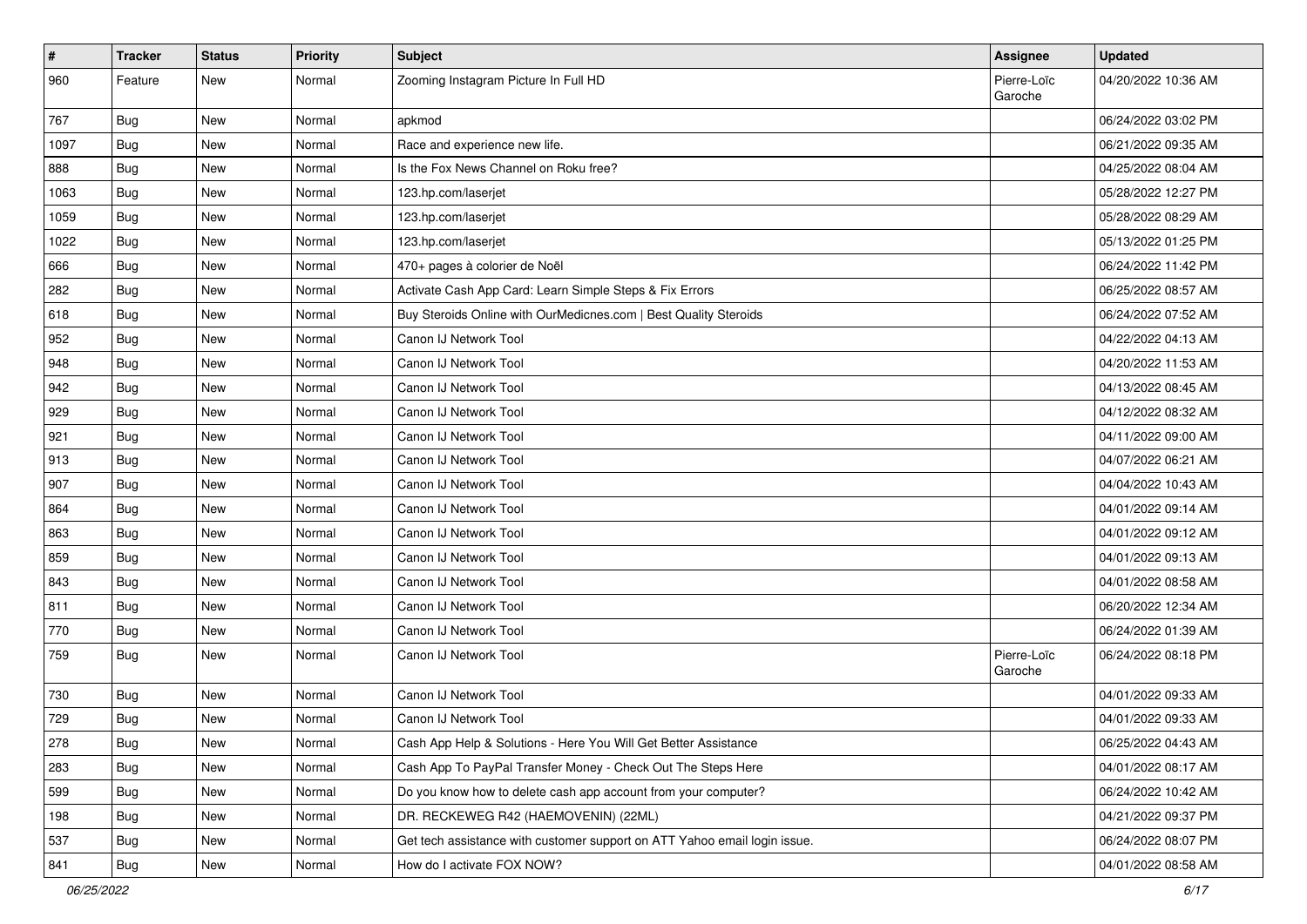| # | Tracker | Status | Priority | Subject | Assignee | Updated |
|---|---|---|---|---|---|---|
| 960 | Feature | New | Normal | Zooming Instagram Picture In Full HD | Pierre-Loïc Garoche | 04/20/2022 10:36 AM |
| 767 | Bug | New | Normal | apkmod | | 06/24/2022 03:02 PM |
| 1097 | Bug | New | Normal | Race and experience new life. | | 06/21/2022 09:35 AM |
| 888 | Bug | New | Normal | Is the Fox News Channel on Roku free? | | 04/25/2022 08:04 AM |
| 1063 | Bug | New | Normal | 123.hp.com/laserjet | | 05/28/2022 12:27 PM |
| 1059 | Bug | New | Normal | 123.hp.com/laserjet | | 05/28/2022 08:29 AM |
| 1022 | Bug | New | Normal | 123.hp.com/laserjet | | 05/13/2022 01:25 PM |
| 666 | Bug | New | Normal | 470+ pages à colorier de Noël | | 06/24/2022 11:42 PM |
| 282 | Bug | New | Normal | Activate Cash App Card: Learn Simple Steps & Fix Errors | | 06/25/2022 08:57 AM |
| 618 | Bug | New | Normal | Buy Steroids Online with OurMedicnes.com \| Best Quality Steroids | | 06/24/2022 07:52 AM |
| 952 | Bug | New | Normal | Canon IJ Network Tool | | 04/22/2022 04:13 AM |
| 948 | Bug | New | Normal | Canon IJ Network Tool | | 04/20/2022 11:53 AM |
| 942 | Bug | New | Normal | Canon IJ Network Tool | | 04/13/2022 08:45 AM |
| 929 | Bug | New | Normal | Canon IJ Network Tool | | 04/12/2022 08:32 AM |
| 921 | Bug | New | Normal | Canon IJ Network Tool | | 04/11/2022 09:00 AM |
| 913 | Bug | New | Normal | Canon IJ Network Tool | | 04/07/2022 06:21 AM |
| 907 | Bug | New | Normal | Canon IJ Network Tool | | 04/04/2022 10:43 AM |
| 864 | Bug | New | Normal | Canon IJ Network Tool | | 04/01/2022 09:14 AM |
| 863 | Bug | New | Normal | Canon IJ Network Tool | | 04/01/2022 09:12 AM |
| 859 | Bug | New | Normal | Canon IJ Network Tool | | 04/01/2022 09:13 AM |
| 843 | Bug | New | Normal | Canon IJ Network Tool | | 04/01/2022 08:58 AM |
| 811 | Bug | New | Normal | Canon IJ Network Tool | | 06/20/2022 12:34 AM |
| 770 | Bug | New | Normal | Canon IJ Network Tool | | 06/24/2022 01:39 AM |
| 759 | Bug | New | Normal | Canon IJ Network Tool | Pierre-Loïc Garoche | 06/24/2022 08:18 PM |
| 730 | Bug | New | Normal | Canon IJ Network Tool | | 04/01/2022 09:33 AM |
| 729 | Bug | New | Normal | Canon IJ Network Tool | | 04/01/2022 09:33 AM |
| 278 | Bug | New | Normal | Cash App Help & Solutions - Here You Will Get Better Assistance | | 06/25/2022 04:43 AM |
| 283 | Bug | New | Normal | Cash App To PayPal Transfer Money - Check Out The Steps Here | | 04/01/2022 08:17 AM |
| 599 | Bug | New | Normal | Do you know how to delete cash app account from your computer? | | 06/24/2022 10:42 AM |
| 198 | Bug | New | Normal | DR. RECKEWEG R42 (HAEMOVENIN) (22ML) | | 04/21/2022 09:37 PM |
| 537 | Bug | New | Normal | Get tech assistance with customer support on ATT Yahoo email login issue. | | 06/24/2022 08:07 PM |
| 841 | Bug | New | Normal | How do I activate FOX NOW? | | 04/01/2022 08:58 AM |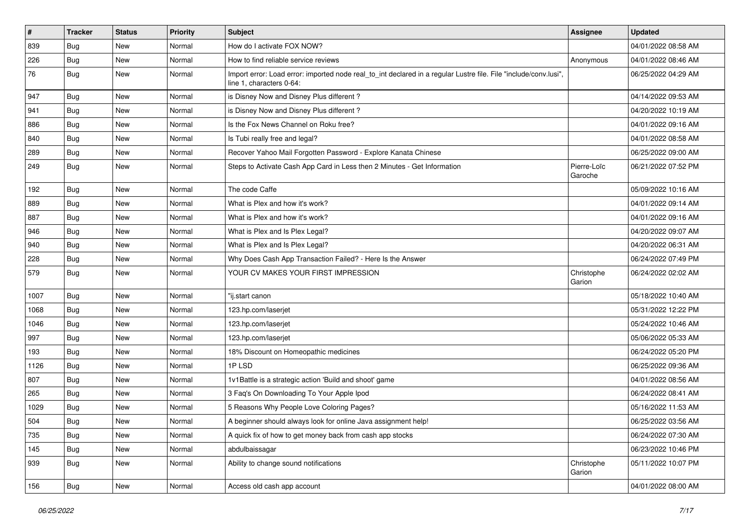| # | Tracker | Status | Priority | Subject | Assignee | Updated |
|---|---|---|---|---|---|---|
| 839 | Bug | New | Normal | How do I activate FOX NOW? | | 04/01/2022 08:58 AM |
| 226 | Bug | New | Normal | How to find reliable service reviews | Anonymous | 04/01/2022 08:46 AM |
| 76 | Bug | New | Normal | Import error: Load error: imported node real_to_int declared in a regular Lustre file. File "include/conv.lusi", line 1, characters 0-64: | | 06/25/2022 04:29 AM |
| 947 | Bug | New | Normal | is Disney Now and Disney Plus different ? | | 04/14/2022 09:53 AM |
| 941 | Bug | New | Normal | is Disney Now and Disney Plus different ? | | 04/20/2022 10:19 AM |
| 886 | Bug | New | Normal | Is the Fox News Channel on Roku free? | | 04/01/2022 09:16 AM |
| 840 | Bug | New | Normal | Is Tubi really free and legal? | | 04/01/2022 08:58 AM |
| 289 | Bug | New | Normal | Recover Yahoo Mail Forgotten Password - Explore Kanata Chinese | | 06/25/2022 09:00 AM |
| 249 | Bug | New | Normal | Steps to Activate Cash App Card in Less then 2 Minutes - Get Information | Pierre-Loïc Garoche | 06/21/2022 07:52 PM |
| 192 | Bug | New | Normal | The code Caffe | | 05/09/2022 10:16 AM |
| 889 | Bug | New | Normal | What is Plex and how it's work? | | 04/01/2022 09:14 AM |
| 887 | Bug | New | Normal | What is Plex and how it's work? | | 04/01/2022 09:16 AM |
| 946 | Bug | New | Normal | What is Plex and Is Plex Legal? | | 04/20/2022 09:07 AM |
| 940 | Bug | New | Normal | What is Plex and Is Plex Legal? | | 04/20/2022 06:31 AM |
| 228 | Bug | New | Normal | Why Does Cash App Transaction Failed? - Here Is the Answer | | 06/24/2022 07:49 PM |
| 579 | Bug | New | Normal | YOUR CV MAKES YOUR FIRST IMPRESSION | Christophe Garion | 06/24/2022 02:02 AM |
| 1007 | Bug | New | Normal | "ij.start canon | | 05/18/2022 10:40 AM |
| 1068 | Bug | New | Normal | 123.hp.com/laserjet | | 05/31/2022 12:22 PM |
| 1046 | Bug | New | Normal | 123.hp.com/laserjet | | 05/24/2022 10:46 AM |
| 997 | Bug | New | Normal | 123.hp.com/laserjet | | 05/06/2022 05:33 AM |
| 193 | Bug | New | Normal | 18% Discount on Homeopathic medicines | | 06/24/2022 05:20 PM |
| 1126 | Bug | New | Normal | 1P LSD | | 06/25/2022 09:36 AM |
| 807 | Bug | New | Normal | 1v1Battle is a strategic action 'Build and shoot' game | | 04/01/2022 08:56 AM |
| 265 | Bug | New | Normal | 3 Faq's On Downloading To Your Apple Ipod | | 06/24/2022 08:41 AM |
| 1029 | Bug | New | Normal | 5 Reasons Why People Love Coloring Pages? | | 05/16/2022 11:53 AM |
| 504 | Bug | New | Normal | A beginner should always look for online Java assignment help! | | 06/25/2022 03:56 AM |
| 735 | Bug | New | Normal | A quick fix of how to get money back from cash app stocks | | 06/24/2022 07:30 AM |
| 145 | Bug | New | Normal | abdulbaissagar | | 06/23/2022 10:46 PM |
| 939 | Bug | New | Normal | Ability to change sound notifications | Christophe Garion | 05/11/2022 10:07 PM |
| 156 | Bug | New | Normal | Access old cash app account | | 04/01/2022 08:00 AM |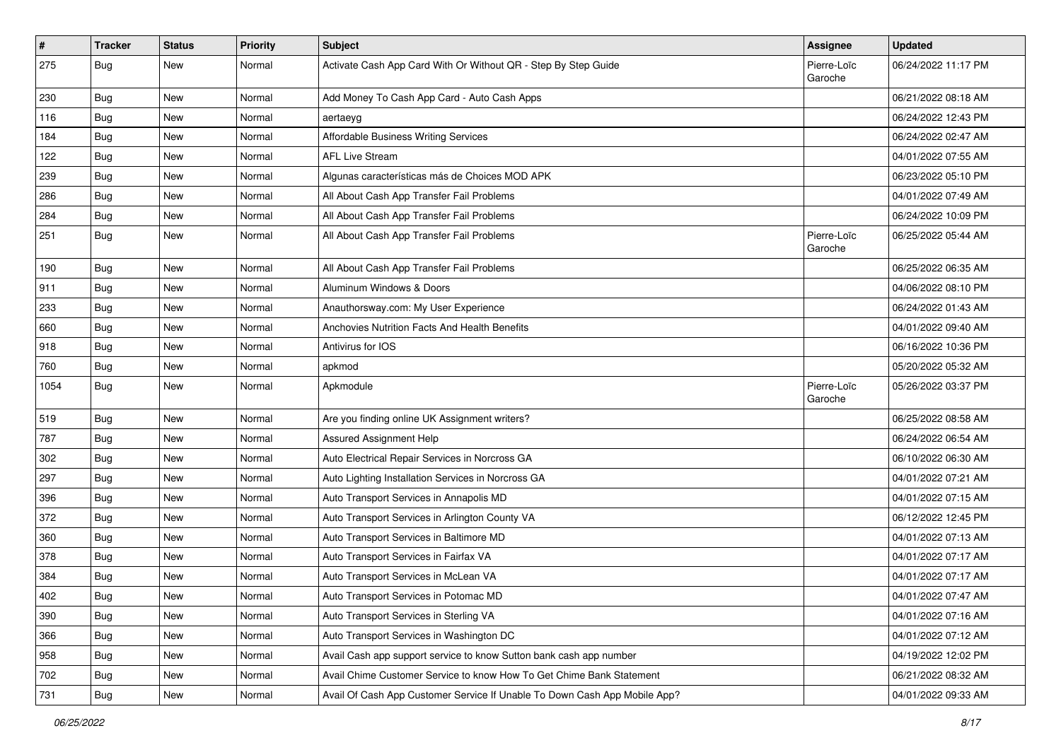| # | Tracker | Status | Priority | Subject | Assignee | Updated |
| --- | --- | --- | --- | --- | --- | --- |
| 275 | Bug | New | Normal | Activate Cash App Card With Or Without QR - Step By Step Guide | Pierre-Loïc Garoche | 06/24/2022 11:17 PM |
| 230 | Bug | New | Normal | Add Money To Cash App Card - Auto Cash Apps | | 06/21/2022 08:18 AM |
| 116 | Bug | New | Normal | aertaeyg | | 06/24/2022 12:43 PM |
| 184 | Bug | New | Normal | Affordable Business Writing Services | | 06/24/2022 02:47 AM |
| 122 | Bug | New | Normal | AFL Live Stream | | 04/01/2022 07:55 AM |
| 239 | Bug | New | Normal | Algunas características más de Choices MOD APK | | 06/23/2022 05:10 PM |
| 286 | Bug | New | Normal | All About Cash App Transfer Fail Problems | | 04/01/2022 07:49 AM |
| 284 | Bug | New | Normal | All About Cash App Transfer Fail Problems | | 06/24/2022 10:09 PM |
| 251 | Bug | New | Normal | All About Cash App Transfer Fail Problems | Pierre-Loïc Garoche | 06/25/2022 05:44 AM |
| 190 | Bug | New | Normal | All About Cash App Transfer Fail Problems | | 06/25/2022 06:35 AM |
| 911 | Bug | New | Normal | Aluminum Windows & Doors | | 04/06/2022 08:10 PM |
| 233 | Bug | New | Normal | Anauthorsway.com: My User Experience | | 06/24/2022 01:43 AM |
| 660 | Bug | New | Normal | Anchovies Nutrition Facts And Health Benefits | | 04/01/2022 09:40 AM |
| 918 | Bug | New | Normal | Antivirus for IOS | | 06/16/2022 10:36 PM |
| 760 | Bug | New | Normal | apkmod | | 05/20/2022 05:32 AM |
| 1054 | Bug | New | Normal | Apkmodule | Pierre-Loïc Garoche | 05/26/2022 03:37 PM |
| 519 | Bug | New | Normal | Are you finding online UK Assignment writers? | | 06/25/2022 08:58 AM |
| 787 | Bug | New | Normal | Assured Assignment Help | | 06/24/2022 06:54 AM |
| 302 | Bug | New | Normal | Auto Electrical Repair Services in Norcross GA | | 06/10/2022 06:30 AM |
| 297 | Bug | New | Normal | Auto Lighting Installation Services in Norcross GA | | 04/01/2022 07:21 AM |
| 396 | Bug | New | Normal | Auto Transport Services in Annapolis MD | | 04/01/2022 07:15 AM |
| 372 | Bug | New | Normal | Auto Transport Services in Arlington County VA | | 06/12/2022 12:45 PM |
| 360 | Bug | New | Normal | Auto Transport Services in Baltimore MD | | 04/01/2022 07:13 AM |
| 378 | Bug | New | Normal | Auto Transport Services in Fairfax VA | | 04/01/2022 07:17 AM |
| 384 | Bug | New | Normal | Auto Transport Services in McLean VA | | 04/01/2022 07:17 AM |
| 402 | Bug | New | Normal | Auto Transport Services in Potomac MD | | 04/01/2022 07:47 AM |
| 390 | Bug | New | Normal | Auto Transport Services in Sterling VA | | 04/01/2022 07:16 AM |
| 366 | Bug | New | Normal | Auto Transport Services in Washington DC | | 04/01/2022 07:12 AM |
| 958 | Bug | New | Normal | Avail Cash app support service to know Sutton bank cash app number | | 04/19/2022 12:02 PM |
| 702 | Bug | New | Normal | Avail Chime Customer Service to know How To Get Chime Bank Statement | | 06/21/2022 08:32 AM |
| 731 | Bug | New | Normal | Avail Of Cash App Customer Service If Unable To Down Cash App Mobile App? | | 04/01/2022 09:33 AM |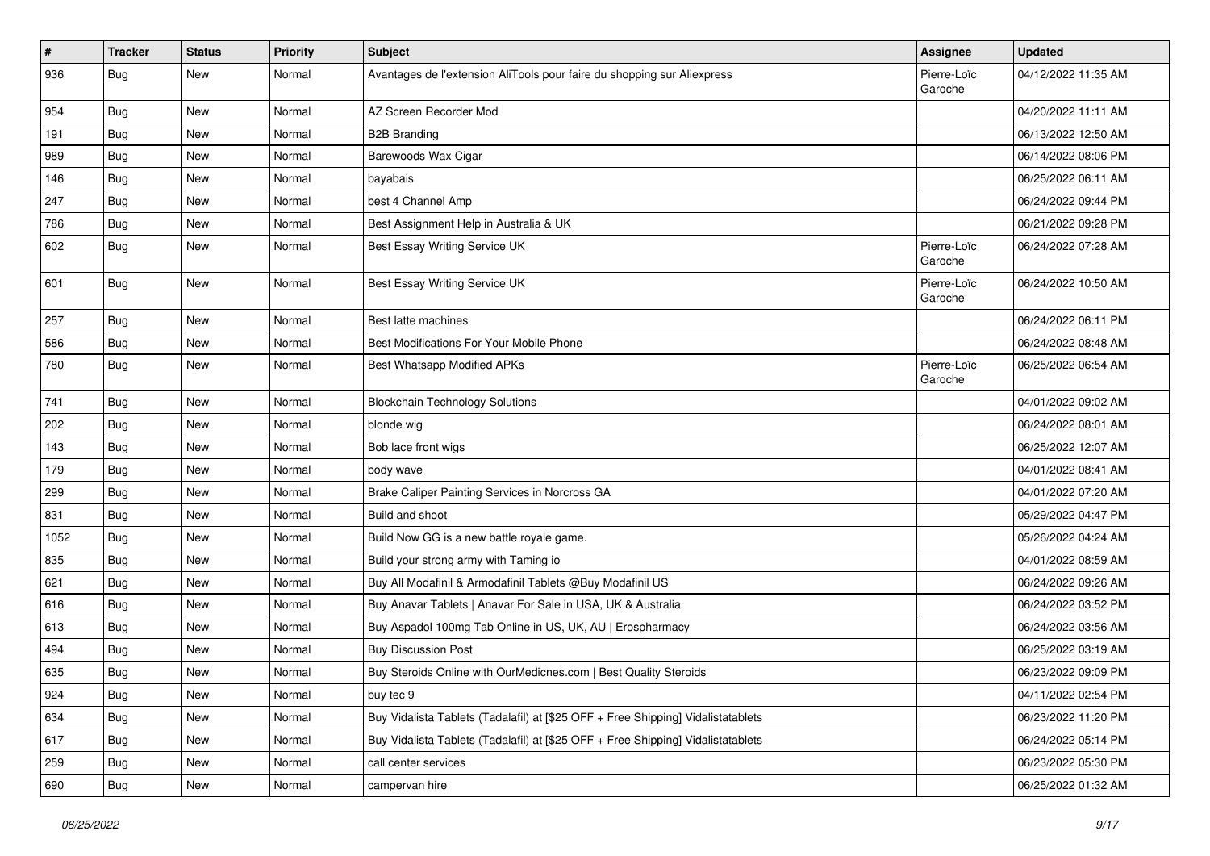| # | Tracker | Status | Priority | Subject | Assignee | Updated |
|---|---|---|---|---|---|---|
| 936 | Bug | New | Normal | Avantages de l'extension AliTools pour faire du shopping sur Aliexpress | Pierre-Loïc Garoche | 04/12/2022 11:35 AM |
| 954 | Bug | New | Normal | AZ Screen Recorder Mod | | 04/20/2022 11:11 AM |
| 191 | Bug | New | Normal | B2B Branding | | 06/13/2022 12:50 AM |
| 989 | Bug | New | Normal | Barewoods Wax Cigar | | 06/14/2022 08:06 PM |
| 146 | Bug | New | Normal | bayabais | | 06/25/2022 06:11 AM |
| 247 | Bug | New | Normal | best 4 Channel Amp | | 06/24/2022 09:44 PM |
| 786 | Bug | New | Normal | Best Assignment Help in Australia & UK | | 06/21/2022 09:28 PM |
| 602 | Bug | New | Normal | Best Essay Writing Service UK | Pierre-Loïc Garoche | 06/24/2022 07:28 AM |
| 601 | Bug | New | Normal | Best Essay Writing Service UK | Pierre-Loïc Garoche | 06/24/2022 10:50 AM |
| 257 | Bug | New | Normal | Best latte machines | | 06/24/2022 06:11 PM |
| 586 | Bug | New | Normal | Best Modifications For Your Mobile Phone | | 06/24/2022 08:48 AM |
| 780 | Bug | New | Normal | Best Whatsapp Modified APKs | Pierre-Loïc Garoche | 06/25/2022 06:54 AM |
| 741 | Bug | New | Normal | Blockchain Technology Solutions | | 04/01/2022 09:02 AM |
| 202 | Bug | New | Normal | blonde wig | | 06/24/2022 08:01 AM |
| 143 | Bug | New | Normal | Bob lace front wigs | | 06/25/2022 12:07 AM |
| 179 | Bug | New | Normal | body wave | | 04/01/2022 08:41 AM |
| 299 | Bug | New | Normal | Brake Caliper Painting Services in Norcross GA | | 04/01/2022 07:20 AM |
| 831 | Bug | New | Normal | Build and shoot | | 05/29/2022 04:47 PM |
| 1052 | Bug | New | Normal | Build Now GG is a new battle royale game. | | 05/26/2022 04:24 AM |
| 835 | Bug | New | Normal | Build your strong army with Taming io | | 04/01/2022 08:59 AM |
| 621 | Bug | New | Normal | Buy All Modafinil & Armodafinil Tablets @Buy Modafinil US | | 06/24/2022 09:26 AM |
| 616 | Bug | New | Normal | Buy Anavar Tablets \| Anavar For Sale in USA, UK & Australia | | 06/24/2022 03:52 PM |
| 613 | Bug | New | Normal | Buy Aspadol 100mg Tab Online in US, UK, AU \| Erospharmacy | | 06/24/2022 03:56 AM |
| 494 | Bug | New | Normal | Buy Discussion Post | | 06/25/2022 03:19 AM |
| 635 | Bug | New | Normal | Buy Steroids Online with OurMedicnes.com \| Best Quality Steroids | | 06/23/2022 09:09 PM |
| 924 | Bug | New | Normal | buy tec 9 | | 04/11/2022 02:54 PM |
| 634 | Bug | New | Normal | Buy Vidalista Tablets (Tadalafil) at [$25 OFF + Free Shipping] Vidalistatablets | | 06/23/2022 11:20 PM |
| 617 | Bug | New | Normal | Buy Vidalista Tablets (Tadalafil) at [$25 OFF + Free Shipping] Vidalistatablets | | 06/24/2022 05:14 PM |
| 259 | Bug | New | Normal | call center services | | 06/23/2022 05:30 PM |
| 690 | Bug | New | Normal | campervan hire | | 06/25/2022 01:32 AM |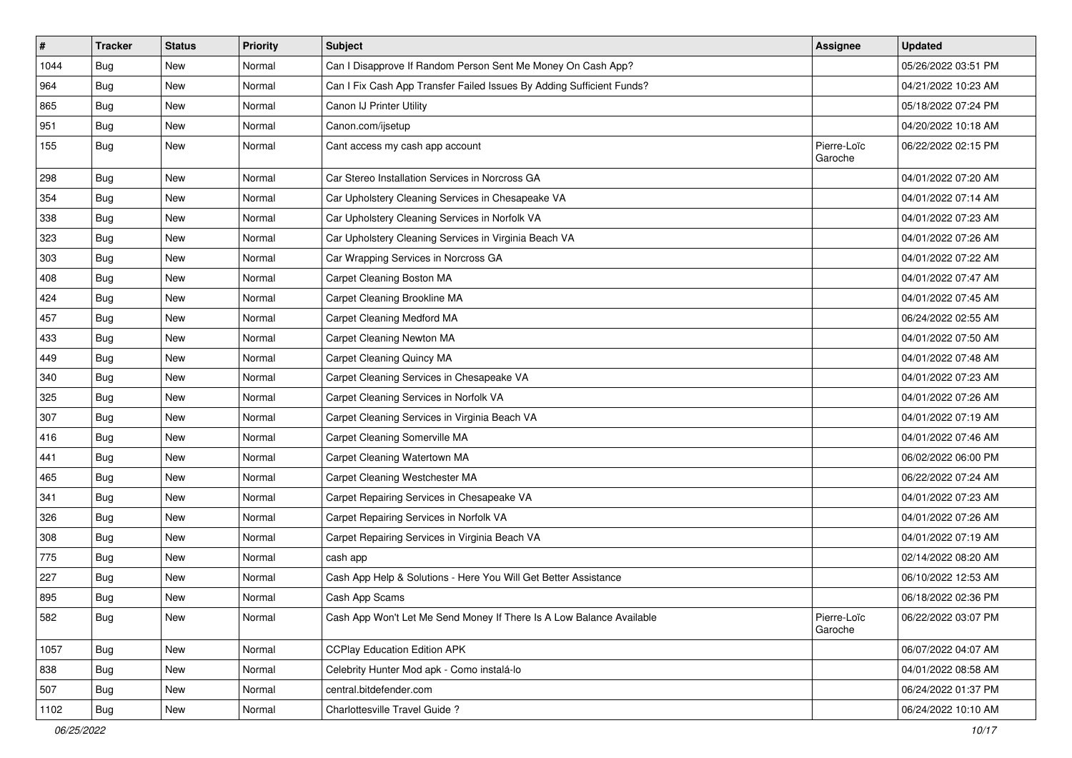| # | Tracker | Status | Priority | Subject | Assignee | Updated |
|---|---|---|---|---|---|---|
| 1044 | Bug | New | Normal | Can I Disapprove If Random Person Sent Me Money On Cash App? | | 05/26/2022 03:51 PM |
| 964 | Bug | New | Normal | Can I Fix Cash App Transfer Failed Issues By Adding Sufficient Funds? | | 04/21/2022 10:23 AM |
| 865 | Bug | New | Normal | Canon IJ Printer Utility | | 05/18/2022 07:24 PM |
| 951 | Bug | New | Normal | Canon.com/ijsetup | | 04/20/2022 10:18 AM |
| 155 | Bug | New | Normal | Cant access my cash app account | Pierre-Loïc Garoche | 06/22/2022 02:15 PM |
| 298 | Bug | New | Normal | Car Stereo Installation Services in Norcross GA | | 04/01/2022 07:20 AM |
| 354 | Bug | New | Normal | Car Upholstery Cleaning Services in Chesapeake VA | | 04/01/2022 07:14 AM |
| 338 | Bug | New | Normal | Car Upholstery Cleaning Services in Norfolk VA | | 04/01/2022 07:23 AM |
| 323 | Bug | New | Normal | Car Upholstery Cleaning Services in Virginia Beach VA | | 04/01/2022 07:26 AM |
| 303 | Bug | New | Normal | Car Wrapping Services in Norcross GA | | 04/01/2022 07:22 AM |
| 408 | Bug | New | Normal | Carpet Cleaning Boston MA | | 04/01/2022 07:47 AM |
| 424 | Bug | New | Normal | Carpet Cleaning Brookline MA | | 04/01/2022 07:45 AM |
| 457 | Bug | New | Normal | Carpet Cleaning Medford MA | | 06/24/2022 02:55 AM |
| 433 | Bug | New | Normal | Carpet Cleaning Newton MA | | 04/01/2022 07:50 AM |
| 449 | Bug | New | Normal | Carpet Cleaning Quincy MA | | 04/01/2022 07:48 AM |
| 340 | Bug | New | Normal | Carpet Cleaning Services in Chesapeake VA | | 04/01/2022 07:23 AM |
| 325 | Bug | New | Normal | Carpet Cleaning Services in Norfolk VA | | 04/01/2022 07:26 AM |
| 307 | Bug | New | Normal | Carpet Cleaning Services in Virginia Beach VA | | 04/01/2022 07:19 AM |
| 416 | Bug | New | Normal | Carpet Cleaning Somerville MA | | 04/01/2022 07:46 AM |
| 441 | Bug | New | Normal | Carpet Cleaning Watertown MA | | 06/02/2022 06:00 PM |
| 465 | Bug | New | Normal | Carpet Cleaning Westchester MA | | 06/22/2022 07:24 AM |
| 341 | Bug | New | Normal | Carpet Repairing Services in Chesapeake VA | | 04/01/2022 07:23 AM |
| 326 | Bug | New | Normal | Carpet Repairing Services in Norfolk VA | | 04/01/2022 07:26 AM |
| 308 | Bug | New | Normal | Carpet Repairing Services in Virginia Beach VA | | 04/01/2022 07:19 AM |
| 775 | Bug | New | Normal | cash app | | 02/14/2022 08:20 AM |
| 227 | Bug | New | Normal | Cash App Help & Solutions - Here You Will Get Better Assistance | | 06/10/2022 12:53 AM |
| 895 | Bug | New | Normal | Cash App Scams | | 06/18/2022 02:36 PM |
| 582 | Bug | New | Normal | Cash App Won't Let Me Send Money If There Is A Low Balance Available | Pierre-Loïc Garoche | 06/22/2022 03:07 PM |
| 1057 | Bug | New | Normal | CCPlay Education Edition APK | | 06/07/2022 04:07 AM |
| 838 | Bug | New | Normal | Celebrity Hunter Mod apk - Como instalá-lo | | 04/01/2022 08:58 AM |
| 507 | Bug | New | Normal | central.bitdefender.com | | 06/24/2022 01:37 PM |
| 1102 | Bug | New | Normal | Charlottesville Travel Guide ? | | 06/24/2022 10:10 AM |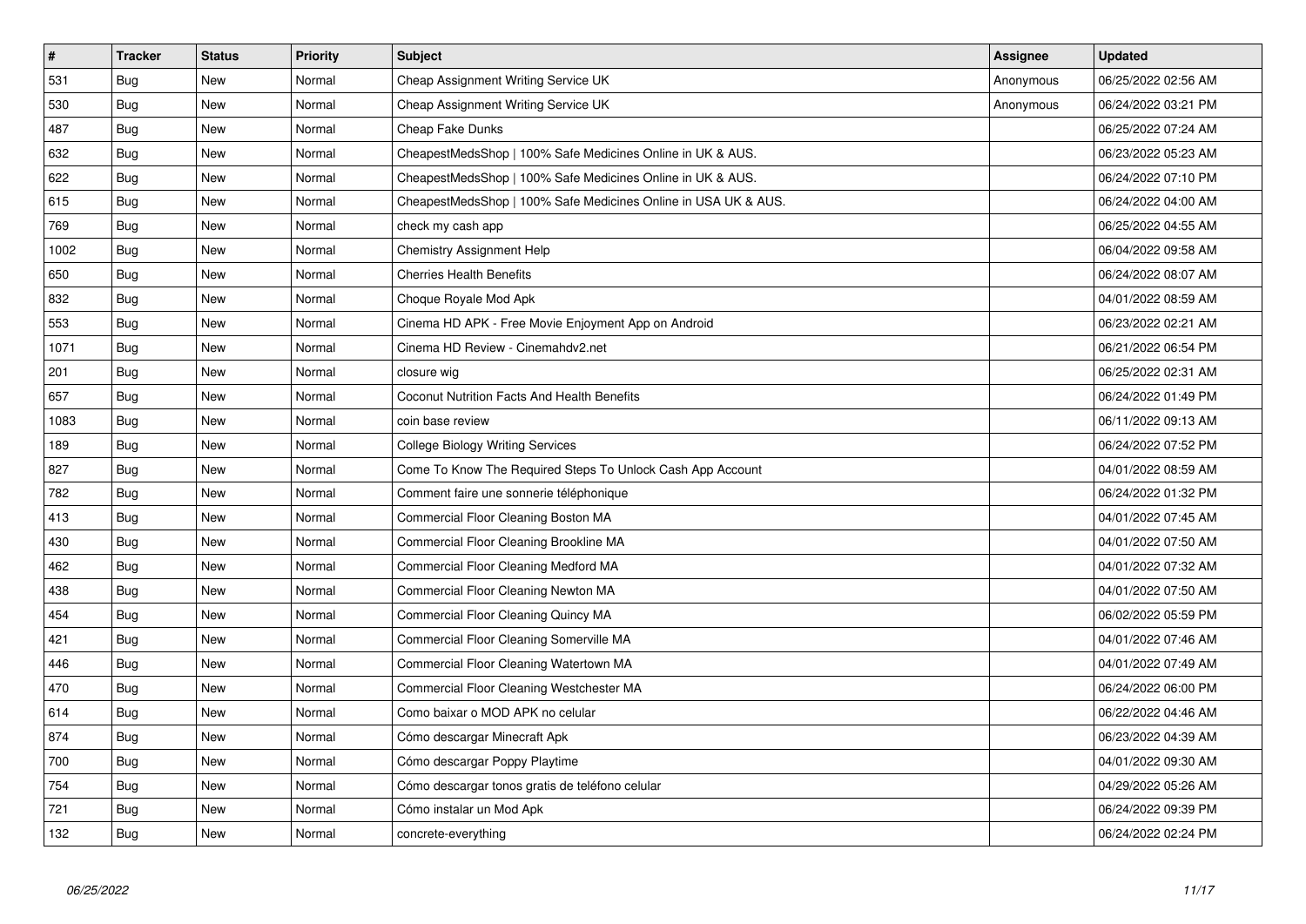| # | Tracker | Status | Priority | Subject | Assignee | Updated |
|---|---|---|---|---|---|---|
| 531 | Bug | New | Normal | Cheap Assignment Writing Service UK | Anonymous | 06/25/2022 02:56 AM |
| 530 | Bug | New | Normal | Cheap Assignment Writing Service UK | Anonymous | 06/24/2022 03:21 PM |
| 487 | Bug | New | Normal | Cheap Fake Dunks | | 06/25/2022 07:24 AM |
| 632 | Bug | New | Normal | CheapestMedsShop | 100% Safe Medicines Online in UK & AUS. | | 06/23/2022 05:23 AM |
| 622 | Bug | New | Normal | CheapestMedsShop | 100% Safe Medicines Online in UK & AUS. | | 06/24/2022 07:10 PM |
| 615 | Bug | New | Normal | CheapestMedsShop | 100% Safe Medicines Online in USA UK & AUS. | | 06/24/2022 04:00 AM |
| 769 | Bug | New | Normal | check my cash app | | 06/25/2022 04:55 AM |
| 1002 | Bug | New | Normal | Chemistry Assignment Help | | 06/04/2022 09:58 AM |
| 650 | Bug | New | Normal | Cherries Health Benefits | | 06/24/2022 08:07 AM |
| 832 | Bug | New | Normal | Choque Royale Mod Apk | | 04/01/2022 08:59 AM |
| 553 | Bug | New | Normal | Cinema HD APK - Free Movie Enjoyment App on Android | | 06/23/2022 02:21 AM |
| 1071 | Bug | New | Normal | Cinema HD Review - Cinemahdv2.net | | 06/21/2022 06:54 PM |
| 201 | Bug | New | Normal | closure wig | | 06/25/2022 02:31 AM |
| 657 | Bug | New | Normal | Coconut Nutrition Facts And Health Benefits | | 06/24/2022 01:49 PM |
| 1083 | Bug | New | Normal | coin base review | | 06/11/2022 09:13 AM |
| 189 | Bug | New | Normal | College Biology Writing Services | | 06/24/2022 07:52 PM |
| 827 | Bug | New | Normal | Come To Know The Required Steps To Unlock Cash App Account | | 04/01/2022 08:59 AM |
| 782 | Bug | New | Normal | Comment faire une sonnerie téléphonique | | 06/24/2022 01:32 PM |
| 413 | Bug | New | Normal | Commercial Floor Cleaning Boston MA | | 04/01/2022 07:45 AM |
| 430 | Bug | New | Normal | Commercial Floor Cleaning Brookline MA | | 04/01/2022 07:50 AM |
| 462 | Bug | New | Normal | Commercial Floor Cleaning Medford MA | | 04/01/2022 07:32 AM |
| 438 | Bug | New | Normal | Commercial Floor Cleaning Newton MA | | 04/01/2022 07:50 AM |
| 454 | Bug | New | Normal | Commercial Floor Cleaning Quincy MA | | 06/02/2022 05:59 PM |
| 421 | Bug | New | Normal | Commercial Floor Cleaning Somerville MA | | 04/01/2022 07:46 AM |
| 446 | Bug | New | Normal | Commercial Floor Cleaning Watertown MA | | 04/01/2022 07:49 AM |
| 470 | Bug | New | Normal | Commercial Floor Cleaning Westchester MA | | 06/24/2022 06:00 PM |
| 614 | Bug | New | Normal | Como baixar o MOD APK no celular | | 06/22/2022 04:46 AM |
| 874 | Bug | New | Normal | Cómo descargar Minecraft Apk | | 06/23/2022 04:39 AM |
| 700 | Bug | New | Normal | Cómo descargar Poppy Playtime | | 04/01/2022 09:30 AM |
| 754 | Bug | New | Normal | Cómo descargar tonos gratis de teléfono celular | | 04/29/2022 05:26 AM |
| 721 | Bug | New | Normal | Cómo instalar un Mod Apk | | 06/24/2022 09:39 PM |
| 132 | Bug | New | Normal | concrete-everything | | 06/24/2022 02:24 PM |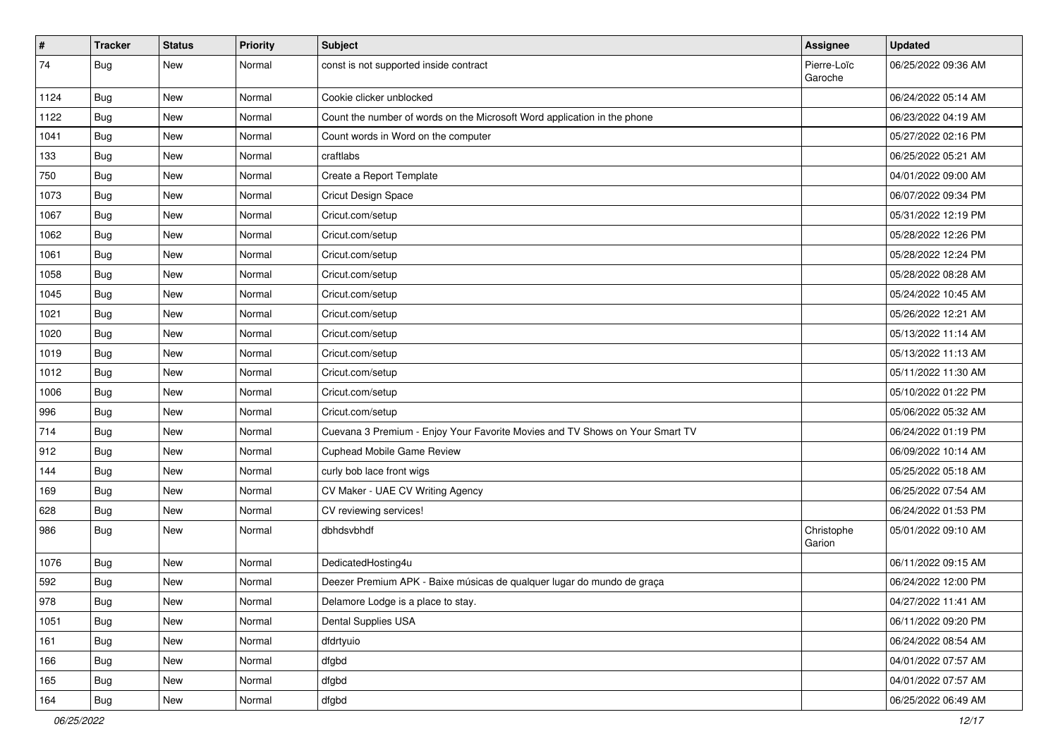| # | Tracker | Status | Priority | Subject | Assignee | Updated |
|---|---|---|---|---|---|---|
| 74 | Bug | New | Normal | const is not supported inside contract | Pierre-Loïc Garoche | 06/25/2022 09:36 AM |
| 1124 | Bug | New | Normal | Cookie clicker unblocked | | 06/24/2022 05:14 AM |
| 1122 | Bug | New | Normal | Count the number of words on the Microsoft Word application in the phone | | 06/23/2022 04:19 AM |
| 1041 | Bug | New | Normal | Count words in Word on the computer | | 05/27/2022 02:16 PM |
| 133 | Bug | New | Normal | craftlabs | | 06/25/2022 05:21 AM |
| 750 | Bug | New | Normal | Create a Report Template | | 04/01/2022 09:00 AM |
| 1073 | Bug | New | Normal | Cricut Design Space | | 06/07/2022 09:34 PM |
| 1067 | Bug | New | Normal | Cricut.com/setup | | 05/31/2022 12:19 PM |
| 1062 | Bug | New | Normal | Cricut.com/setup | | 05/28/2022 12:26 PM |
| 1061 | Bug | New | Normal | Cricut.com/setup | | 05/28/2022 12:24 PM |
| 1058 | Bug | New | Normal | Cricut.com/setup | | 05/28/2022 08:28 AM |
| 1045 | Bug | New | Normal | Cricut.com/setup | | 05/24/2022 10:45 AM |
| 1021 | Bug | New | Normal | Cricut.com/setup | | 05/26/2022 12:21 AM |
| 1020 | Bug | New | Normal | Cricut.com/setup | | 05/13/2022 11:14 AM |
| 1019 | Bug | New | Normal | Cricut.com/setup | | 05/13/2022 11:13 AM |
| 1012 | Bug | New | Normal | Cricut.com/setup | | 05/11/2022 11:30 AM |
| 1006 | Bug | New | Normal | Cricut.com/setup | | 05/10/2022 01:22 PM |
| 996 | Bug | New | Normal | Cricut.com/setup | | 05/06/2022 05:32 AM |
| 714 | Bug | New | Normal | Cuevana 3 Premium - Enjoy Your Favorite Movies and TV Shows on Your Smart TV | | 06/24/2022 01:19 PM |
| 912 | Bug | New | Normal | Cuphead Mobile Game Review | | 06/09/2022 10:14 AM |
| 144 | Bug | New | Normal | curly bob lace front wigs | | 05/25/2022 05:18 AM |
| 169 | Bug | New | Normal | CV Maker - UAE CV Writing Agency | | 06/25/2022 07:54 AM |
| 628 | Bug | New | Normal | CV reviewing services! | | 06/24/2022 01:53 PM |
| 986 | Bug | New | Normal | dbhdsvbhdf | Christophe Garion | 05/01/2022 09:10 AM |
| 1076 | Bug | New | Normal | DedicatedHosting4u | | 06/11/2022 09:15 AM |
| 592 | Bug | New | Normal | Deezer Premium APK - Baixe músicas de qualquer lugar do mundo de graça | | 06/24/2022 12:00 PM |
| 978 | Bug | New | Normal | Delamore Lodge is a place to stay. | | 04/27/2022 11:41 AM |
| 1051 | Bug | New | Normal | Dental Supplies USA | | 06/11/2022 09:20 PM |
| 161 | Bug | New | Normal | dfdrtyuio | | 06/24/2022 08:54 AM |
| 166 | Bug | New | Normal | dfgbd | | 04/01/2022 07:57 AM |
| 165 | Bug | New | Normal | dfgbd | | 04/01/2022 07:57 AM |
| 164 | Bug | New | Normal | dfgbd | | 06/25/2022 06:49 AM |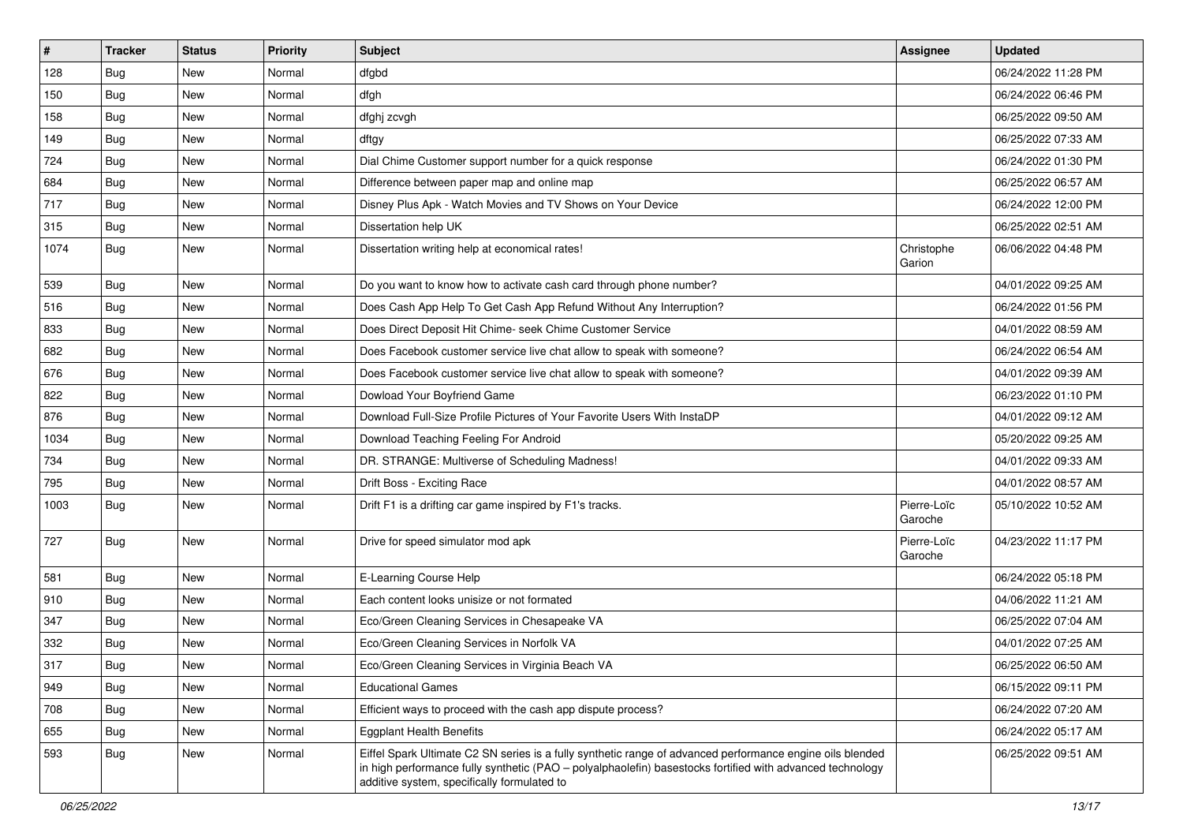| # | Tracker | Status | Priority | Subject | Assignee | Updated |
|---|---|---|---|---|---|---|
| 128 | Bug | New | Normal | dfgbd | | 06/24/2022 11:28 PM |
| 150 | Bug | New | Normal | dfgh | | 06/24/2022 06:46 PM |
| 158 | Bug | New | Normal | dfghj zcvgh | | 06/25/2022 09:50 AM |
| 149 | Bug | New | Normal | dftgy | | 06/25/2022 07:33 AM |
| 724 | Bug | New | Normal | Dial Chime Customer support number for a quick response | | 06/24/2022 01:30 PM |
| 684 | Bug | New | Normal | Difference between paper map and online map | | 06/25/2022 06:57 AM |
| 717 | Bug | New | Normal | Disney Plus Apk - Watch Movies and TV Shows on Your Device | | 06/24/2022 12:00 PM |
| 315 | Bug | New | Normal | Dissertation help UK | | 06/25/2022 02:51 AM |
| 1074 | Bug | New | Normal | Dissertation writing help at economical rates! | Christophe Garion | 06/06/2022 04:48 PM |
| 539 | Bug | New | Normal | Do you want to know how to activate cash card through phone number? | | 04/01/2022 09:25 AM |
| 516 | Bug | New | Normal | Does Cash App Help To Get Cash App Refund Without Any Interruption? | | 06/24/2022 01:56 PM |
| 833 | Bug | New | Normal | Does Direct Deposit Hit Chime- seek Chime Customer Service | | 04/01/2022 08:59 AM |
| 682 | Bug | New | Normal | Does Facebook customer service live chat allow to speak with someone? | | 06/24/2022 06:54 AM |
| 676 | Bug | New | Normal | Does Facebook customer service live chat allow to speak with someone? | | 04/01/2022 09:39 AM |
| 822 | Bug | New | Normal | Dowload Your Boyfriend Game | | 06/23/2022 01:10 PM |
| 876 | Bug | New | Normal | Download Full-Size Profile Pictures of Your Favorite Users With InstaDP | | 04/01/2022 09:12 AM |
| 1034 | Bug | New | Normal | Download Teaching Feeling For Android | | 05/20/2022 09:25 AM |
| 734 | Bug | New | Normal | DR. STRANGE: Multiverse of Scheduling Madness! | | 04/01/2022 09:33 AM |
| 795 | Bug | New | Normal | Drift Boss - Exciting Race | | 04/01/2022 08:57 AM |
| 1003 | Bug | New | Normal | Drift F1 is a drifting car game inspired by F1's tracks. | Pierre-Loïc Garoche | 05/10/2022 10:52 AM |
| 727 | Bug | New | Normal | Drive for speed simulator mod apk | Pierre-Loïc Garoche | 04/23/2022 11:17 PM |
| 581 | Bug | New | Normal | E-Learning Course Help | | 06/24/2022 05:18 PM |
| 910 | Bug | New | Normal | Each content looks unisize or not formated | | 04/06/2022 11:21 AM |
| 347 | Bug | New | Normal | Eco/Green Cleaning Services in Chesapeake VA | | 06/25/2022 07:04 AM |
| 332 | Bug | New | Normal | Eco/Green Cleaning Services in Norfolk VA | | 04/01/2022 07:25 AM |
| 317 | Bug | New | Normal | Eco/Green Cleaning Services in Virginia Beach VA | | 06/25/2022 06:50 AM |
| 949 | Bug | New | Normal | Educational Games | | 06/15/2022 09:11 PM |
| 708 | Bug | New | Normal | Efficient ways to proceed with the cash app dispute process? | | 06/24/2022 07:20 AM |
| 655 | Bug | New | Normal | Eggplant Health Benefits | | 06/24/2022 05:17 AM |
| 593 | Bug | New | Normal | Eiffel Spark Ultimate C2 SN series is a fully synthetic range of advanced performance engine oils blended in high performance fully synthetic (PAO – polyalphaolefin) basestocks fortified with advanced technology additive system, specifically formulated to | | 06/25/2022 09:51 AM |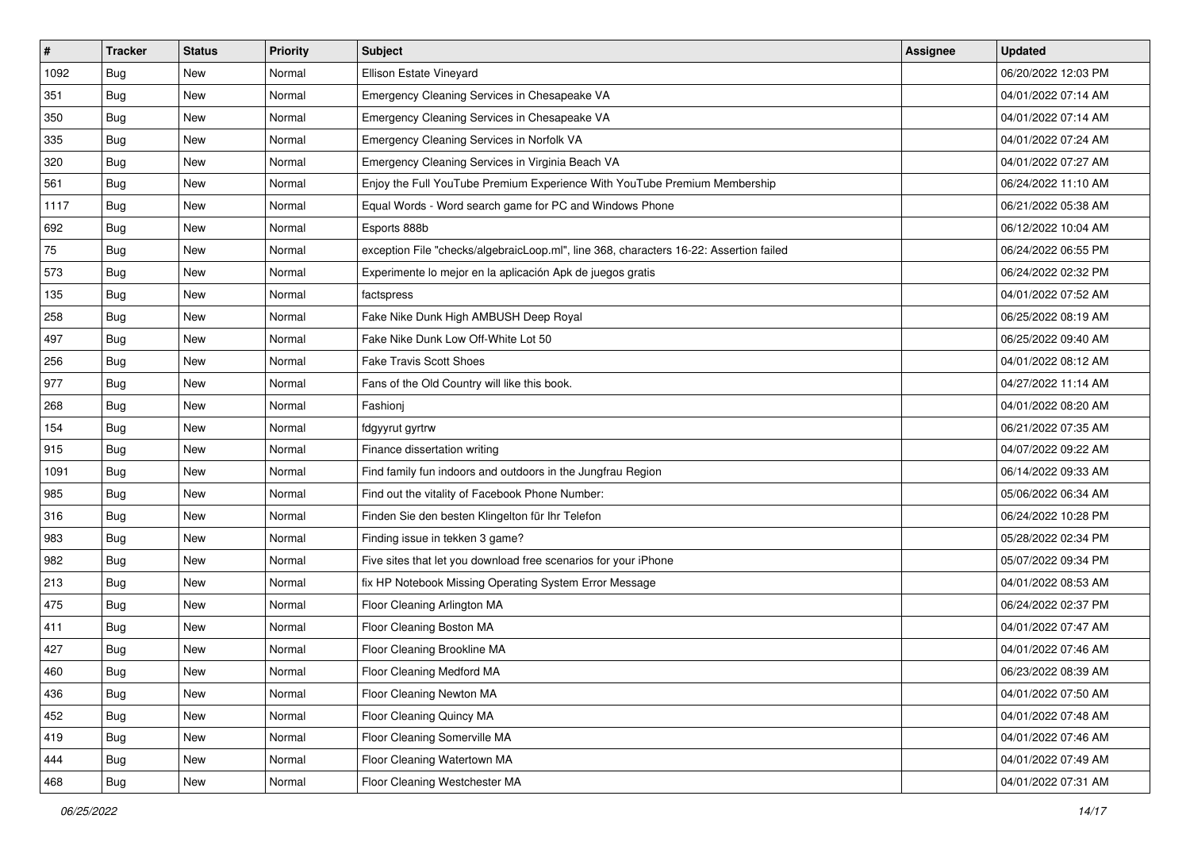| # | Tracker | Status | Priority | Subject | Assignee | Updated |
|---|---|---|---|---|---|---|
| 1092 | Bug | New | Normal | Ellison Estate Vineyard | | 06/20/2022 12:03 PM |
| 351 | Bug | New | Normal | Emergency Cleaning Services in Chesapeake VA | | 04/01/2022 07:14 AM |
| 350 | Bug | New | Normal | Emergency Cleaning Services in Chesapeake VA | | 04/01/2022 07:14 AM |
| 335 | Bug | New | Normal | Emergency Cleaning Services in Norfolk VA | | 04/01/2022 07:24 AM |
| 320 | Bug | New | Normal | Emergency Cleaning Services in Virginia Beach VA | | 04/01/2022 07:27 AM |
| 561 | Bug | New | Normal | Enjoy the Full YouTube Premium Experience With YouTube Premium Membership | | 06/24/2022 11:10 AM |
| 1117 | Bug | New | Normal | Equal Words - Word search game for PC and Windows Phone | | 06/21/2022 05:38 AM |
| 692 | Bug | New | Normal | Esports 888b | | 06/12/2022 10:04 AM |
| 75 | Bug | New | Normal | exception File "checks/algebraicLoop.ml", line 368, characters 16-22: Assertion failed | | 06/24/2022 06:55 PM |
| 573 | Bug | New | Normal | Experimente lo mejor en la aplicación Apk de juegos gratis | | 06/24/2022 02:32 PM |
| 135 | Bug | New | Normal | factspress | | 04/01/2022 07:52 AM |
| 258 | Bug | New | Normal | Fake Nike Dunk High AMBUSH Deep Royal | | 06/25/2022 08:19 AM |
| 497 | Bug | New | Normal | Fake Nike Dunk Low Off-White Lot 50 | | 06/25/2022 09:40 AM |
| 256 | Bug | New | Normal | Fake Travis Scott Shoes | | 04/01/2022 08:12 AM |
| 977 | Bug | New | Normal | Fans of the Old Country will like this book. | | 04/27/2022 11:14 AM |
| 268 | Bug | New | Normal | Fashionj | | 04/01/2022 08:20 AM |
| 154 | Bug | New | Normal | fdgyyrut gyrtrw | | 06/21/2022 07:35 AM |
| 915 | Bug | New | Normal | Finance dissertation writing | | 04/07/2022 09:22 AM |
| 1091 | Bug | New | Normal | Find family fun indoors and outdoors in the Jungfrau Region | | 06/14/2022 09:33 AM |
| 985 | Bug | New | Normal | Find out the vitality of Facebook Phone Number: | | 05/06/2022 06:34 AM |
| 316 | Bug | New | Normal | Finden Sie den besten Klingelton für Ihr Telefon | | 06/24/2022 10:28 PM |
| 983 | Bug | New | Normal | Finding issue in tekken 3 game? | | 05/28/2022 02:34 PM |
| 982 | Bug | New | Normal | Five sites that let you download free scenarios for your iPhone | | 05/07/2022 09:34 PM |
| 213 | Bug | New | Normal | fix HP Notebook Missing Operating System Error Message | | 04/01/2022 08:53 AM |
| 475 | Bug | New | Normal | Floor Cleaning Arlington MA | | 06/24/2022 02:37 PM |
| 411 | Bug | New | Normal | Floor Cleaning Boston MA | | 04/01/2022 07:47 AM |
| 427 | Bug | New | Normal | Floor Cleaning Brookline MA | | 04/01/2022 07:46 AM |
| 460 | Bug | New | Normal | Floor Cleaning Medford MA | | 06/23/2022 08:39 AM |
| 436 | Bug | New | Normal | Floor Cleaning Newton MA | | 04/01/2022 07:50 AM |
| 452 | Bug | New | Normal | Floor Cleaning Quincy MA | | 04/01/2022 07:48 AM |
| 419 | Bug | New | Normal | Floor Cleaning Somerville MA | | 04/01/2022 07:46 AM |
| 444 | Bug | New | Normal | Floor Cleaning Watertown MA | | 04/01/2022 07:49 AM |
| 468 | Bug | New | Normal | Floor Cleaning Westchester MA | | 04/01/2022 07:31 AM |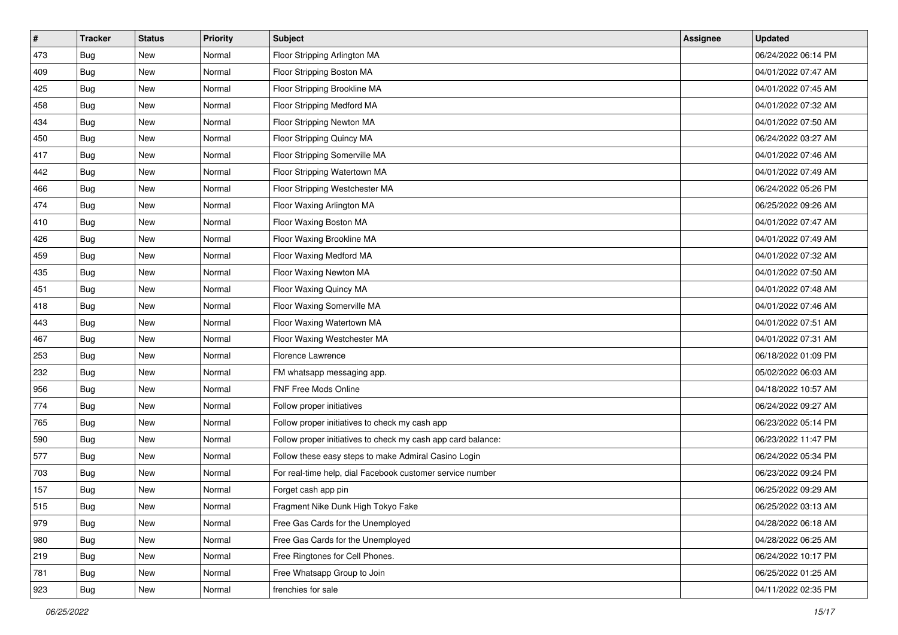| # | Tracker | Status | Priority | Subject | Assignee | Updated |
|---|---|---|---|---|---|---|
| 473 | Bug | New | Normal | Floor Stripping Arlington MA | | 06/24/2022 06:14 PM |
| 409 | Bug | New | Normal | Floor Stripping Boston MA | | 04/01/2022 07:47 AM |
| 425 | Bug | New | Normal | Floor Stripping Brookline MA | | 04/01/2022 07:45 AM |
| 458 | Bug | New | Normal | Floor Stripping Medford MA | | 04/01/2022 07:32 AM |
| 434 | Bug | New | Normal | Floor Stripping Newton MA | | 04/01/2022 07:50 AM |
| 450 | Bug | New | Normal | Floor Stripping Quincy MA | | 06/24/2022 03:27 AM |
| 417 | Bug | New | Normal | Floor Stripping Somerville MA | | 04/01/2022 07:46 AM |
| 442 | Bug | New | Normal | Floor Stripping Watertown MA | | 04/01/2022 07:49 AM |
| 466 | Bug | New | Normal | Floor Stripping Westchester MA | | 06/24/2022 05:26 PM |
| 474 | Bug | New | Normal | Floor Waxing Arlington MA | | 06/25/2022 09:26 AM |
| 410 | Bug | New | Normal | Floor Waxing Boston MA | | 04/01/2022 07:47 AM |
| 426 | Bug | New | Normal | Floor Waxing Brookline MA | | 04/01/2022 07:49 AM |
| 459 | Bug | New | Normal | Floor Waxing Medford MA | | 04/01/2022 07:32 AM |
| 435 | Bug | New | Normal | Floor Waxing Newton MA | | 04/01/2022 07:50 AM |
| 451 | Bug | New | Normal | Floor Waxing Quincy MA | | 04/01/2022 07:48 AM |
| 418 | Bug | New | Normal | Floor Waxing Somerville MA | | 04/01/2022 07:46 AM |
| 443 | Bug | New | Normal | Floor Waxing Watertown MA | | 04/01/2022 07:51 AM |
| 467 | Bug | New | Normal | Floor Waxing Westchester MA | | 04/01/2022 07:31 AM |
| 253 | Bug | New | Normal | Florence Lawrence | | 06/18/2022 01:09 PM |
| 232 | Bug | New | Normal | FM whatsapp messaging app. | | 05/02/2022 06:03 AM |
| 956 | Bug | New | Normal | FNF Free Mods Online | | 04/18/2022 10:57 AM |
| 774 | Bug | New | Normal | Follow proper initiatives | | 06/24/2022 09:27 AM |
| 765 | Bug | New | Normal | Follow proper initiatives to check my cash app | | 06/23/2022 05:14 PM |
| 590 | Bug | New | Normal | Follow proper initiatives to check my cash app card balance: | | 06/23/2022 11:47 PM |
| 577 | Bug | New | Normal | Follow these easy steps to make Admiral Casino Login | | 06/24/2022 05:34 PM |
| 703 | Bug | New | Normal | For real-time help, dial Facebook customer service number | | 06/23/2022 09:24 PM |
| 157 | Bug | New | Normal | Forget cash app pin | | 06/25/2022 09:29 AM |
| 515 | Bug | New | Normal | Fragment Nike Dunk High Tokyo Fake | | 06/25/2022 03:13 AM |
| 979 | Bug | New | Normal | Free Gas Cards for the Unemployed | | 04/28/2022 06:18 AM |
| 980 | Bug | New | Normal | Free Gas Cards for the Unemployed | | 04/28/2022 06:25 AM |
| 219 | Bug | New | Normal | Free Ringtones for Cell Phones. | | 06/24/2022 10:17 PM |
| 781 | Bug | New | Normal | Free Whatsapp Group to Join | | 06/25/2022 01:25 AM |
| 923 | Bug | New | Normal | frenchies for sale | | 04/11/2022 02:35 PM |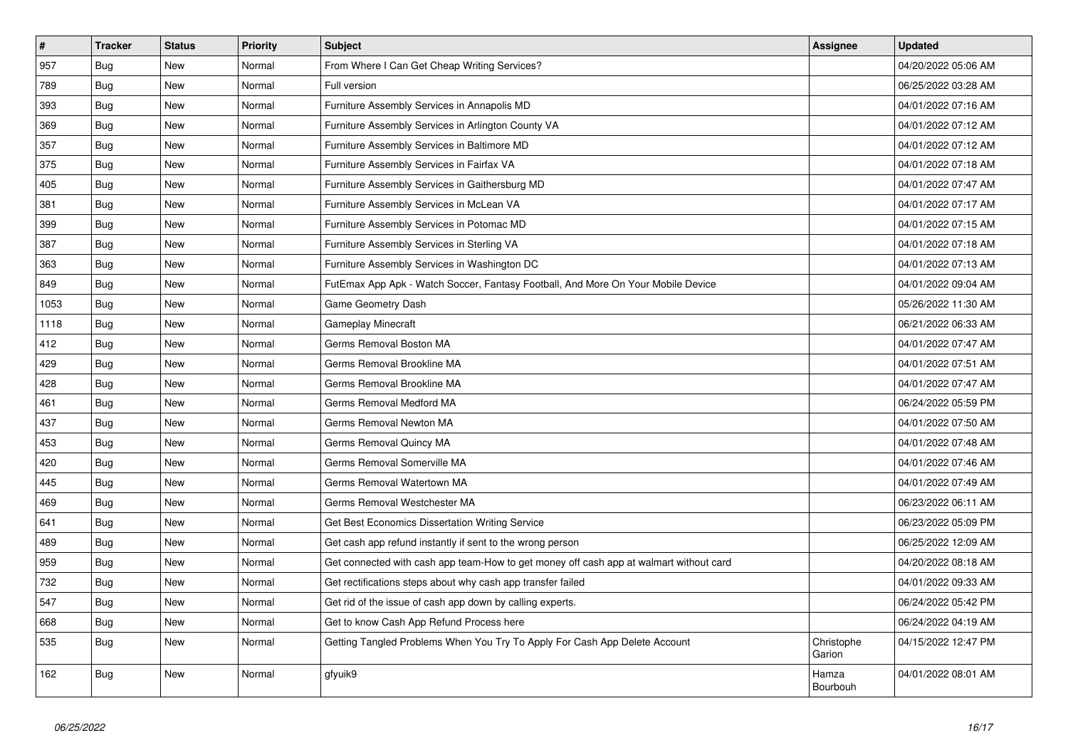| # | Tracker | Status | Priority | Subject | Assignee | Updated |
|---|---|---|---|---|---|---|
| 957 | Bug | New | Normal | From Where I Can Get Cheap Writing Services? | | 04/20/2022 05:06 AM |
| 789 | Bug | New | Normal | Full version | | 06/25/2022 03:28 AM |
| 393 | Bug | New | Normal | Furniture Assembly Services in Annapolis MD | | 04/01/2022 07:16 AM |
| 369 | Bug | New | Normal | Furniture Assembly Services in Arlington County VA | | 04/01/2022 07:12 AM |
| 357 | Bug | New | Normal | Furniture Assembly Services in Baltimore MD | | 04/01/2022 07:12 AM |
| 375 | Bug | New | Normal | Furniture Assembly Services in Fairfax VA | | 04/01/2022 07:18 AM |
| 405 | Bug | New | Normal | Furniture Assembly Services in Gaithersburg MD | | 04/01/2022 07:47 AM |
| 381 | Bug | New | Normal | Furniture Assembly Services in McLean VA | | 04/01/2022 07:17 AM |
| 399 | Bug | New | Normal | Furniture Assembly Services in Potomac MD | | 04/01/2022 07:15 AM |
| 387 | Bug | New | Normal | Furniture Assembly Services in Sterling VA | | 04/01/2022 07:18 AM |
| 363 | Bug | New | Normal | Furniture Assembly Services in Washington DC | | 04/01/2022 07:13 AM |
| 849 | Bug | New | Normal | FutEmax App Apk - Watch Soccer, Fantasy Football, And More On Your Mobile Device | | 04/01/2022 09:04 AM |
| 1053 | Bug | New | Normal | Game Geometry Dash | | 05/26/2022 11:30 AM |
| 1118 | Bug | New | Normal | Gameplay Minecraft | | 06/21/2022 06:33 AM |
| 412 | Bug | New | Normal | Germs Removal Boston MA | | 04/01/2022 07:47 AM |
| 429 | Bug | New | Normal | Germs Removal Brookline MA | | 04/01/2022 07:51 AM |
| 428 | Bug | New | Normal | Germs Removal Brookline MA | | 04/01/2022 07:47 AM |
| 461 | Bug | New | Normal | Germs Removal Medford MA | | 06/24/2022 05:59 PM |
| 437 | Bug | New | Normal | Germs Removal Newton MA | | 04/01/2022 07:50 AM |
| 453 | Bug | New | Normal | Germs Removal Quincy MA | | 04/01/2022 07:48 AM |
| 420 | Bug | New | Normal | Germs Removal Somerville MA | | 04/01/2022 07:46 AM |
| 445 | Bug | New | Normal | Germs Removal Watertown MA | | 04/01/2022 07:49 AM |
| 469 | Bug | New | Normal | Germs Removal Westchester MA | | 06/23/2022 06:11 AM |
| 641 | Bug | New | Normal | Get Best Economics Dissertation Writing Service | | 06/23/2022 05:09 PM |
| 489 | Bug | New | Normal | Get cash app refund instantly if sent to the wrong person | | 06/25/2022 12:09 AM |
| 959 | Bug | New | Normal | Get connected with cash app team-How to get money off cash app at walmart without card | | 04/20/2022 08:18 AM |
| 732 | Bug | New | Normal | Get rectifications steps about why cash app transfer failed | | 04/01/2022 09:33 AM |
| 547 | Bug | New | Normal | Get rid of the issue of cash app down by calling experts. | | 06/24/2022 05:42 PM |
| 668 | Bug | New | Normal | Get to know Cash App Refund Process here | | 06/24/2022 04:19 AM |
| 535 | Bug | New | Normal | Getting Tangled Problems When You Try To Apply For Cash App Delete Account | Christophe Garion | 04/15/2022 12:47 PM |
| 162 | Bug | New | Normal | gfyuik9 | Hamza Bourbouh | 04/01/2022 08:01 AM |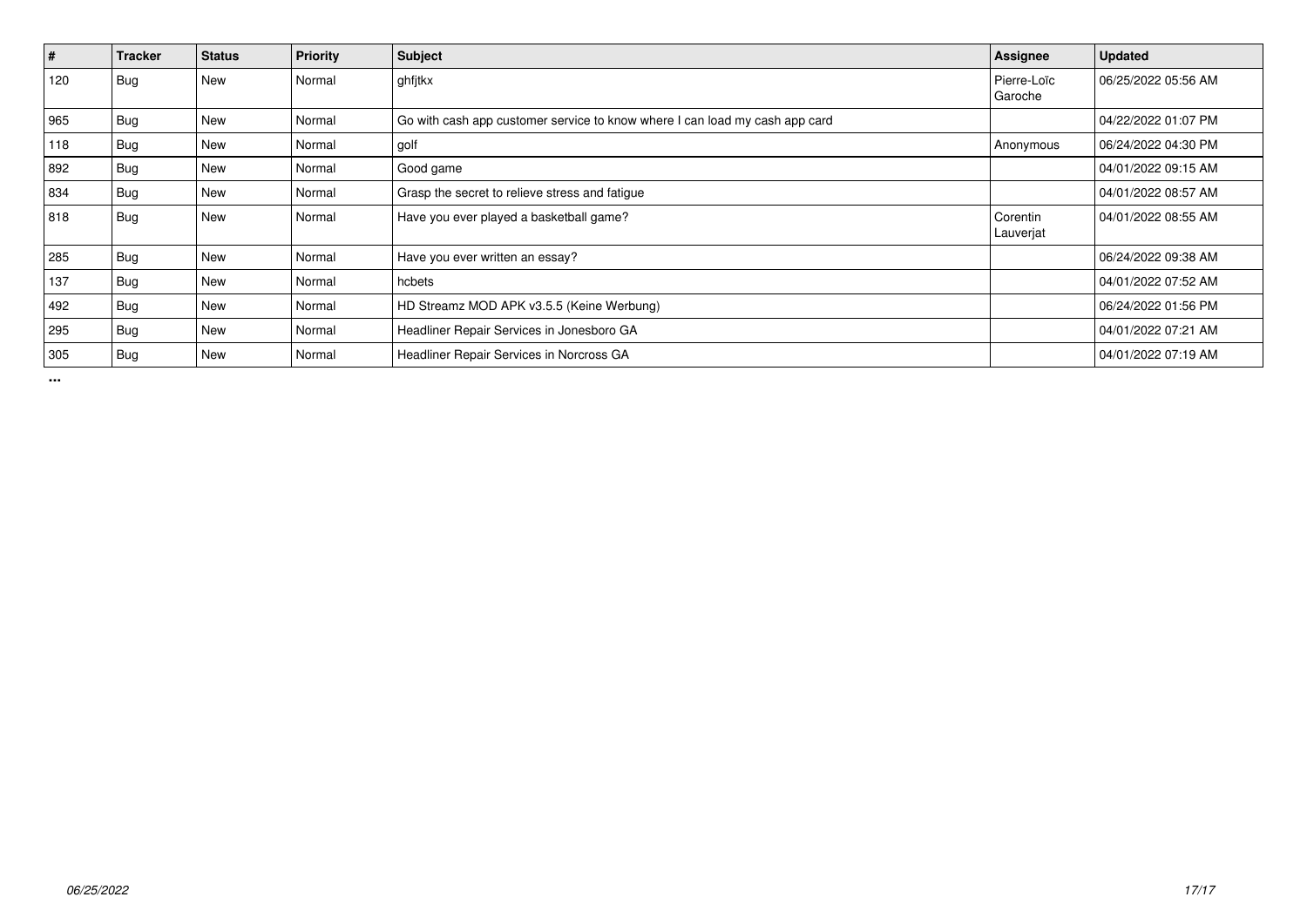| # | Tracker | Status | Priority | Subject | Assignee | Updated |
|---|---|---|---|---|---|---|
| 120 | Bug | New | Normal | ghfjtkx | Pierre-Loïc Garoche | 06/25/2022 05:56 AM |
| 965 | Bug | New | Normal | Go with cash app customer service to know where I can load my cash app card | | 04/22/2022 01:07 PM |
| 118 | Bug | New | Normal | golf | Anonymous | 06/24/2022 04:30 PM |
| 892 | Bug | New | Normal | Good game | | 04/01/2022 09:15 AM |
| 834 | Bug | New | Normal | Grasp the secret to relieve stress and fatigue | | 04/01/2022 08:57 AM |
| 818 | Bug | New | Normal | Have you ever played a basketball game? | Corentin Lauverjat | 04/01/2022 08:55 AM |
| 285 | Bug | New | Normal | Have you ever written an essay? | | 06/24/2022 09:38 AM |
| 137 | Bug | New | Normal | hcbets | | 04/01/2022 07:52 AM |
| 492 | Bug | New | Normal | HD Streamz MOD APK v3.5.5 (Keine Werbung) | | 06/24/2022 01:56 PM |
| 295 | Bug | New | Normal | Headliner Repair Services in Jonesboro GA | | 04/01/2022 07:21 AM |
| 305 | Bug | New | Normal | Headliner Repair Services in Norcross GA | | 04/01/2022 07:19 AM |

...